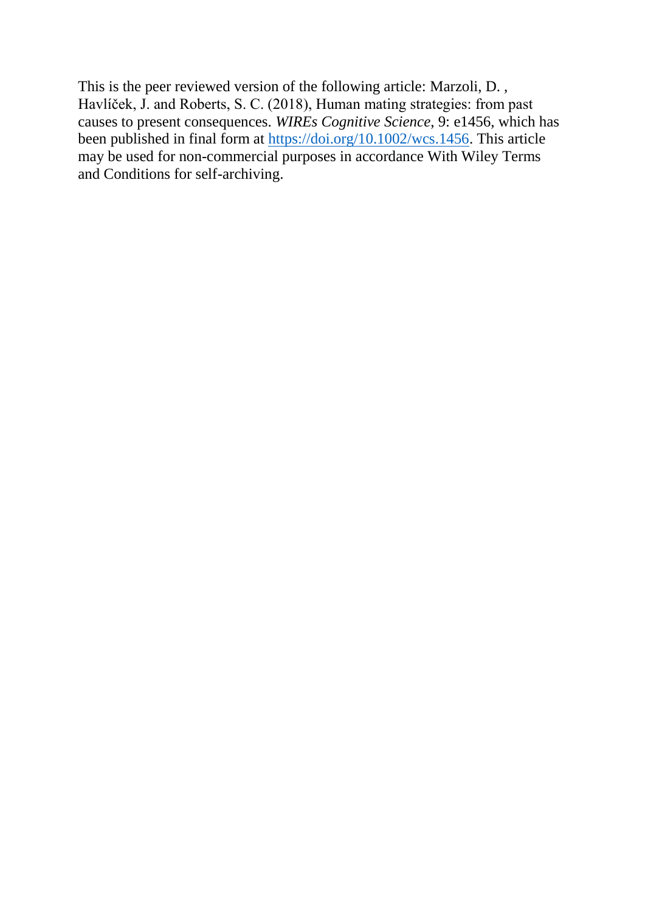This is the peer reviewed version of the following article: Marzoli, D. , Havlíček, J. and Roberts, S. C. (2018), Human mating strategies: from past causes to present consequences. *WIREs Cognitive Science*, 9: e1456, which has been published in final form at [https://doi.org/10.1002/wcs.1456](https://doi.org/10.1002/wcs.1456). This article may be used for non-commercial purposes in accordance With Wiley Terms and Conditions for self-archiving.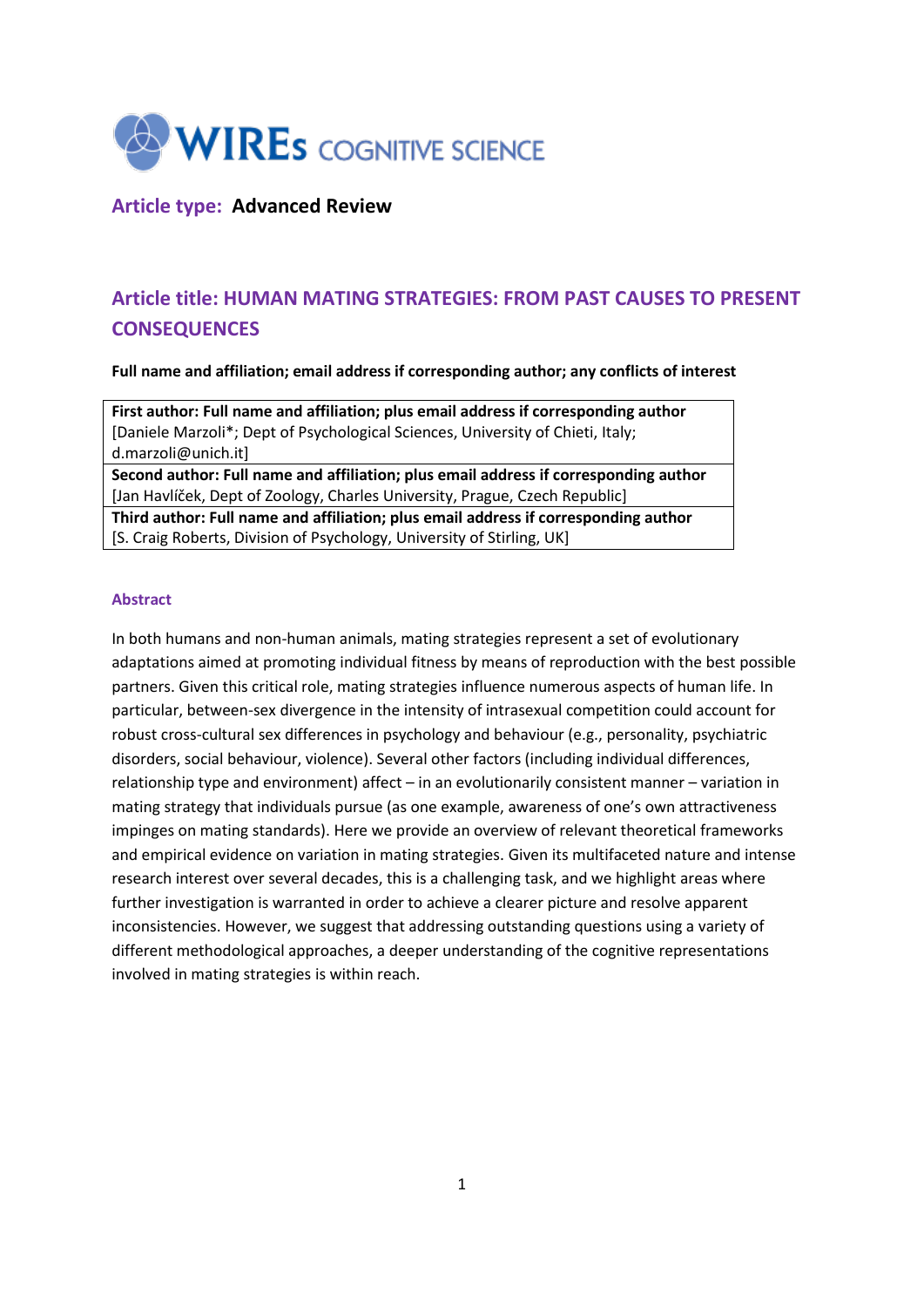**Article type: Advanced Review**

## Article title: HUMAN MATING STRATEGIES: FROM PAST CAUSES TO PRESENT CONSEQUENCES

**Full name and affiliation; email address if corresponding author; any conflicts of interest**

| **First author: Full name and affiliation; plus email address if corresponding author** |
| --- |
| [Daniele Marzoli*; Dept of Psychological Sciences, University of Chieti, Italy; d.marzoli@unich.it] |
| **Second author: Full name and affiliation; plus email address if corresponding author** |
| [Jan Havlíček, Dept of Zoology, Charles University, Prague, Czech Republic] |
| **Third author: Full name and affiliation; plus email address if corresponding author** |
| [S. Craig Roberts, Division of Psychology, University of Stirling, UK] |

### Abstract

In both humans and non-human animals, mating strategies represent a set of evolutionary adaptations aimed at promoting individual fitness by means of reproduction with the best possible partners. Given this critical role, mating strategies influence numerous aspects of human life. In particular, between-sex divergence in the intensity of intrasexual competition could account for robust cross-cultural sex differences in psychology and behaviour (e.g., personality, psychiatric disorders, social behaviour, violence). Several other factors (including individual differences, relationship type and environment) affect – in an evolutionarily consistent manner – variation in mating strategy that individuals pursue (as one example, awareness of one's own attractiveness impinges on mating standards). Here we provide an overview of relevant theoretical frameworks and empirical evidence on variation in mating strategies. Given its multifaceted nature and intense research interest over several decades, this is a challenging task, and we highlight areas where further investigation is warranted in order to achieve a clearer picture and resolve apparent inconsistencies. However, we suggest that addressing outstanding questions using a variety of different methodological approaches, a deeper understanding of the cognitive representations involved in mating strategies is within reach.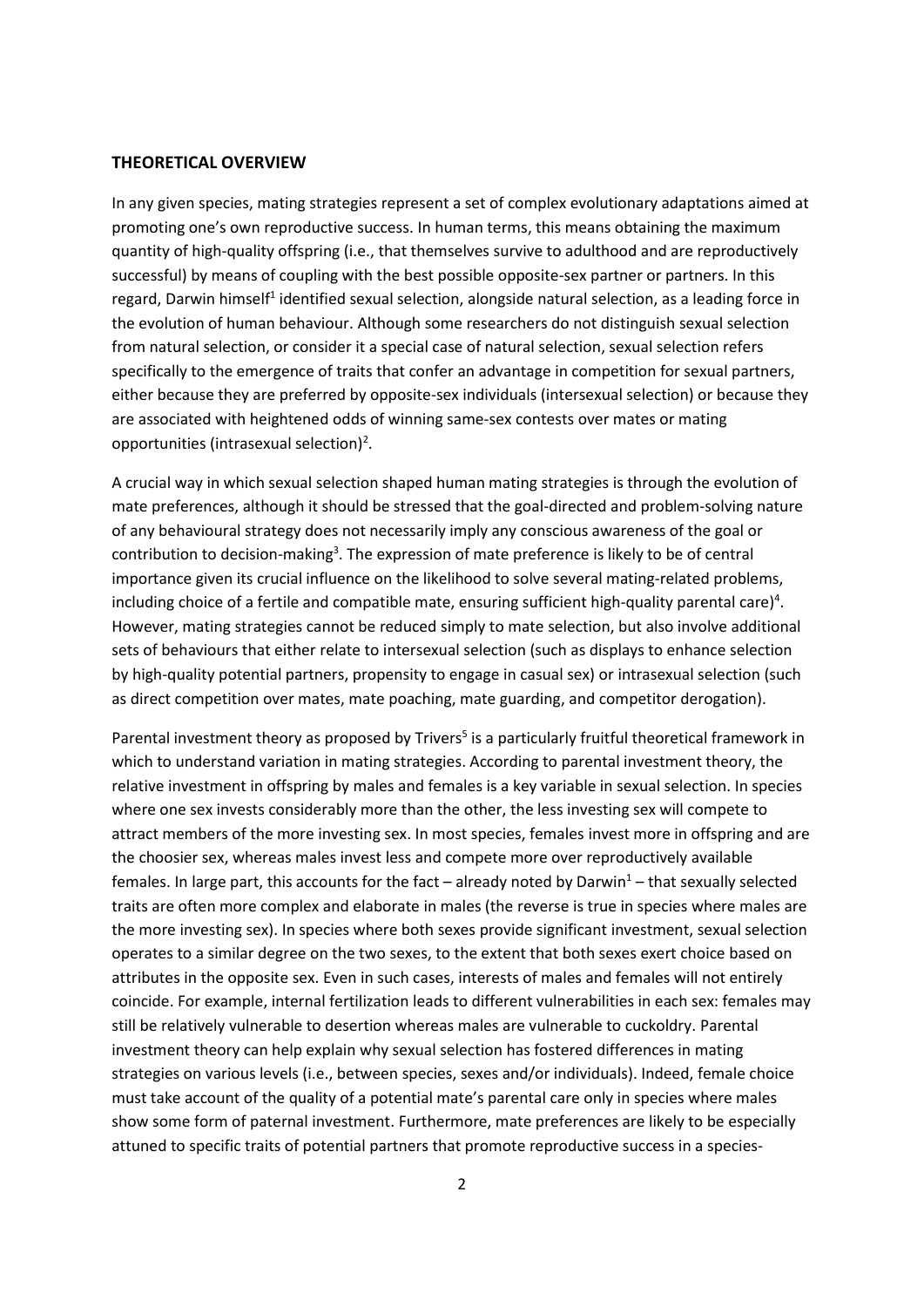## THEORETICAL OVERVIEW

In any given species, mating strategies represent a set of complex evolutionary adaptations aimed at promoting one's own reproductive success. In human terms, this means obtaining the maximum quantity of high-quality offspring (i.e., that themselves survive to adulthood and are reproductively successful) by means of coupling with the best possible opposite-sex partner or partners. In this regard, Darwin himself[1] identified sexual selection, alongside natural selection, as a leading force in the evolution of human behaviour. Although some researchers do not distinguish sexual selection from natural selection, or consider it a special case of natural selection, sexual selection refers specifically to the emergence of traits that confer an advantage in competition for sexual partners, either because they are preferred by opposite-sex individuals (intersexual selection) or because they are associated with heightened odds of winning same-sex contests over mates or mating opportunities (intrasexual selection)[2].

A crucial way in which sexual selection shaped human mating strategies is through the evolution of mate preferences, although it should be stressed that the goal-directed and problem-solving nature of any behavioural strategy does not necessarily imply any conscious awareness of the goal or contribution to decision-making[3]. The expression of mate preference is likely to be of central importance given its crucial influence on the likelihood to solve several mating-related problems, including choice of a fertile and compatible mate, ensuring sufficient high-quality parental care)[4]. However, mating strategies cannot be reduced simply to mate selection, but also involve additional sets of behaviours that either relate to intersexual selection (such as displays to enhance selection by high-quality potential partners, propensity to engage in casual sex) or intrasexual selection (such as direct competition over mates, mate poaching, mate guarding, and competitor derogation).

Parental investment theory as proposed by Trivers[5] is a particularly fruitful theoretical framework in which to understand variation in mating strategies. According to parental investment theory, the relative investment in offspring by males and females is a key variable in sexual selection. In species where one sex invests considerably more than the other, the less investing sex will compete to attract members of the more investing sex. In most species, females invest more in offspring and are the choosier sex, whereas males invest less and compete more over reproductively available females. In large part, this accounts for the fact – already noted by Darwin[1] – that sexually selected traits are often more complex and elaborate in males (the reverse is true in species where males are the more investing sex). In species where both sexes provide significant investment, sexual selection operates to a similar degree on the two sexes, to the extent that both sexes exert choice based on attributes in the opposite sex. Even in such cases, interests of males and females will not entirely coincide. For example, internal fertilization leads to different vulnerabilities in each sex: females may still be relatively vulnerable to desertion whereas males are vulnerable to cuckoldry. Parental investment theory can help explain why sexual selection has fostered differences in mating strategies on various levels (i.e., between species, sexes and/or individuals). Indeed, female choice must take account of the quality of a potential mate's parental care only in species where males show some form of paternal investment. Furthermore, mate preferences are likely to be especially attuned to specific traits of potential partners that promote reproductive success in a species-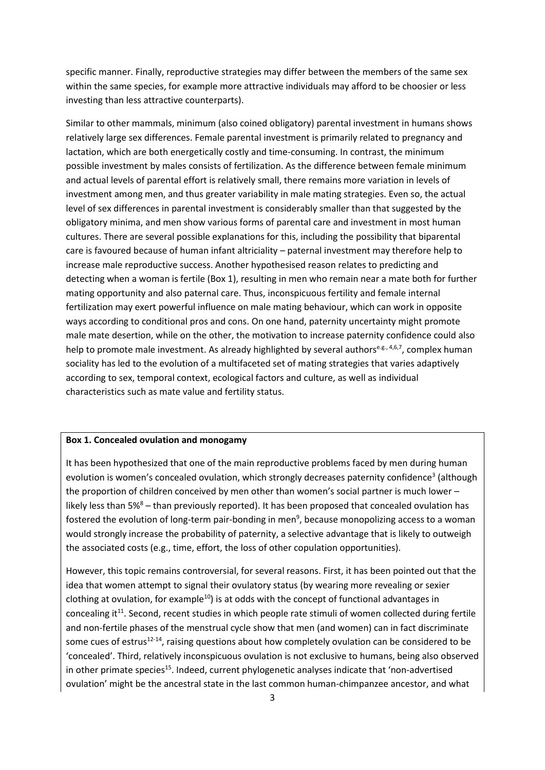specific manner. Finally, reproductive strategies may differ between the members of the same sex within the same species, for example more attractive individuals may afford to be choosier or less investing than less attractive counterparts).

Similar to other mammals, minimum (also coined obligatory) parental investment in humans shows relatively large sex differences. Female parental investment is primarily related to pregnancy and lactation, which are both energetically costly and time-consuming. In contrast, the minimum possible investment by males consists of fertilization. As the difference between female minimum and actual levels of parental effort is relatively small, there remains more variation in levels of investment among men, and thus greater variability in male mating strategies. Even so, the actual level of sex differences in parental investment is considerably smaller than that suggested by the obligatory minima, and men show various forms of parental care and investment in most human cultures. There are several possible explanations for this, including the possibility that biparental care is favoured because of human infant altriciality – paternal investment may therefore help to increase male reproductive success. Another hypothesised reason relates to predicting and detecting when a woman is fertile (Box 1), resulting in men who remain near a mate both for further mating opportunity and also paternal care. Thus, inconspicuous fertility and female internal fertilization may exert powerful influence on male mating behaviour, which can work in opposite ways according to conditional pros and cons. On one hand, paternity uncertainty might promote male mate desertion, while on the other, the motivation to increase paternity confidence could also help to promote male investment. As already highlighted by several authors[e.g., 4,6,7], complex human sociality has led to the evolution of a multifaceted set of mating strategies that varies adaptively according to sex, temporal context, ecological factors and culture, as well as individual characteristics such as mate value and fertility status.

**Box 1. Concealed ovulation and monogamy**

It has been hypothesized that one of the main reproductive problems faced by men during human evolution is women's concealed ovulation, which strongly decreases paternity confidence[3] (although the proportion of children conceived by men other than women's social partner is much lower – likely less than 5%[8] – than previously reported). It has been proposed that concealed ovulation has fostered the evolution of long-term pair-bonding in men[9], because monopolizing access to a woman would strongly increase the probability of paternity, a selective advantage that is likely to outweigh the associated costs (e.g., time, effort, the loss of other copulation opportunities).

However, this topic remains controversial, for several reasons. First, it has been pointed out that the idea that women attempt to signal their ovulatory status (by wearing more revealing or sexier clothing at ovulation, for example[10]) is at odds with the concept of functional advantages in concealing it[11]. Second, recent studies in which people rate stimuli of women collected during fertile and non-fertile phases of the menstrual cycle show that men (and women) can in fact discriminate some cues of estrus[12-14], raising questions about how completely ovulation can be considered to be 'concealed'. Third, relatively inconspicuous ovulation is not exclusive to humans, being also observed in other primate species[15]. Indeed, current phylogenetic analyses indicate that 'non-advertised ovulation' might be the ancestral state in the last common human-chimpanzee ancestor, and what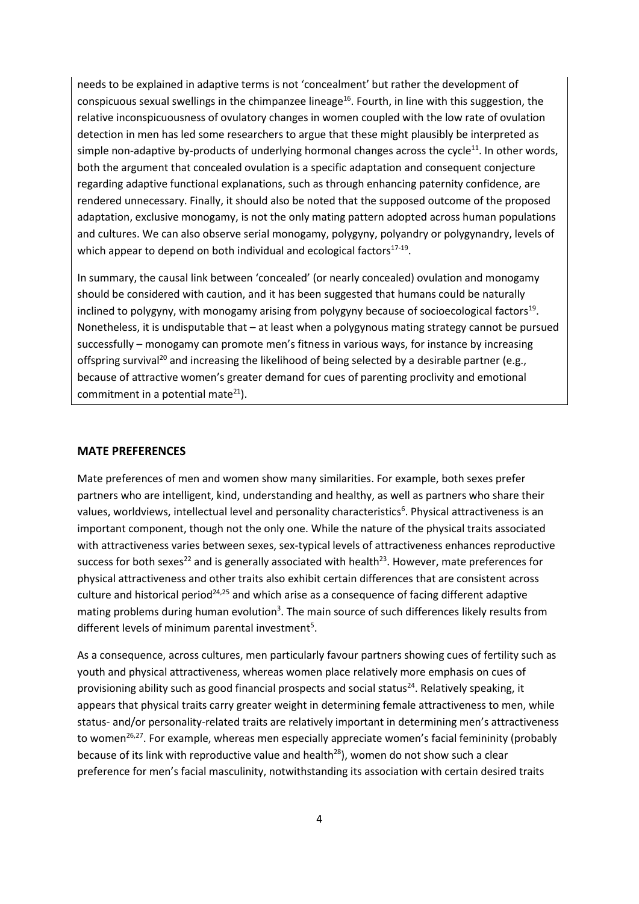needs to be explained in adaptive terms is not 'concealment' but rather the development of conspicuous sexual swellings in the chimpanzee lineage[16]. Fourth, in line with this suggestion, the relative inconspicuousness of ovulatory changes in women coupled with the low rate of ovulation detection in men has led some researchers to argue that these might plausibly be interpreted as simple non-adaptive by-products of underlying hormonal changes across the cycle[11]. In other words, both the argument that concealed ovulation is a specific adaptation and consequent conjecture regarding adaptive functional explanations, such as through enhancing paternity confidence, are rendered unnecessary. Finally, it should also be noted that the supposed outcome of the proposed adaptation, exclusive monogamy, is not the only mating pattern adopted across human populations and cultures. We can also observe serial monogamy, polygyny, polyandry or polygynandry, levels of which appear to depend on both individual and ecological factors[17-19].

In summary, the causal link between 'concealed' (or nearly concealed) ovulation and monogamy should be considered with caution, and it has been suggested that humans could be naturally inclined to polygyny, with monogamy arising from polygyny because of socioecological factors[19]. Nonetheless, it is undisputable that – at least when a polygynous mating strategy cannot be pursued successfully – monogamy can promote men's fitness in various ways, for instance by increasing offspring survival[20] and increasing the likelihood of being selected by a desirable partner (e.g., because of attractive women's greater demand for cues of parenting proclivity and emotional commitment in a potential mate[21]).

## MATE PREFERENCES

Mate preferences of men and women show many similarities. For example, both sexes prefer partners who are intelligent, kind, understanding and healthy, as well as partners who share their values, worldviews, intellectual level and personality characteristics[6]. Physical attractiveness is an important component, though not the only one. While the nature of the physical traits associated with attractiveness varies between sexes, sex-typical levels of attractiveness enhances reproductive success for both sexes[22] and is generally associated with health[23]. However, mate preferences for physical attractiveness and other traits also exhibit certain differences that are consistent across culture and historical period[24,25] and which arise as a consequence of facing different adaptive mating problems during human evolution[3]. The main source of such differences likely results from different levels of minimum parental investment[5].

As a consequence, across cultures, men particularly favour partners showing cues of fertility such as youth and physical attractiveness, whereas women place relatively more emphasis on cues of provisioning ability such as good financial prospects and social status[24]. Relatively speaking, it appears that physical traits carry greater weight in determining female attractiveness to men, while status- and/or personality-related traits are relatively important in determining men's attractiveness to women[26,27]. For example, whereas men especially appreciate women's facial femininity (probably because of its link with reproductive value and health[28]), women do not show such a clear preference for men's facial masculinity, notwithstanding its association with certain desired traits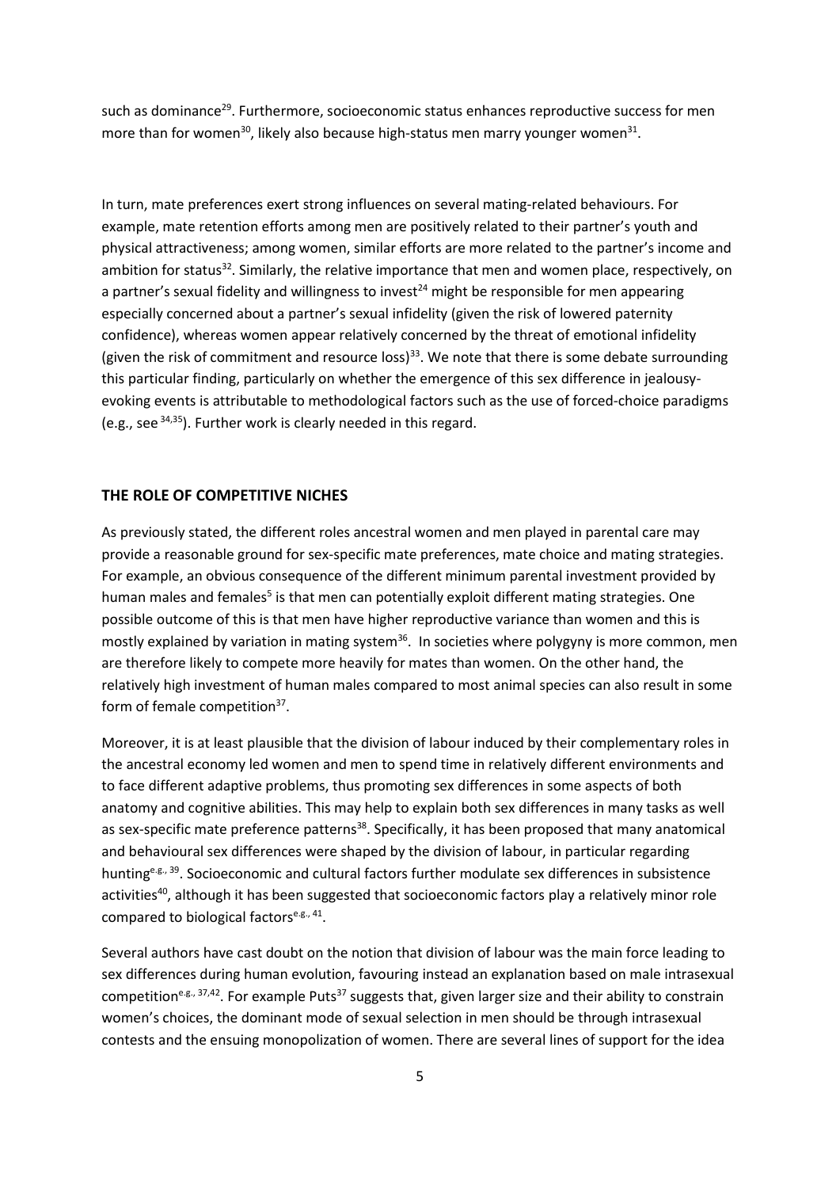such as dominance[29]. Furthermore, socioeconomic status enhances reproductive success for men more than for women[30], likely also because high-status men marry younger women[31].

In turn, mate preferences exert strong influences on several mating-related behaviours. For example, mate retention efforts among men are positively related to their partner's youth and physical attractiveness; among women, similar efforts are more related to the partner's income and ambition for status[32]. Similarly, the relative importance that men and women place, respectively, on a partner's sexual fidelity and willingness to invest[24] might be responsible for men appearing especially concerned about a partner's sexual infidelity (given the risk of lowered paternity confidence), whereas women appear relatively concerned by the threat of emotional infidelity (given the risk of commitment and resource loss)[33]. We note that there is some debate surrounding this particular finding, particularly on whether the emergence of this sex difference in jealousy-evoking events is attributable to methodological factors such as the use of forced-choice paradigms (e.g., see [34,35]). Further work is clearly needed in this regard.

## THE ROLE OF COMPETITIVE NICHES

As previously stated, the different roles ancestral women and men played in parental care may provide a reasonable ground for sex-specific mate preferences, mate choice and mating strategies. For example, an obvious consequence of the different minimum parental investment provided by human males and females[5] is that men can potentially exploit different mating strategies. One possible outcome of this is that men have higher reproductive variance than women and this is mostly explained by variation in mating system[36]. In societies where polygyny is more common, men are therefore likely to compete more heavily for mates than women. On the other hand, the relatively high investment of human males compared to most animal species can also result in some form of female competition[37].

Moreover, it is at least plausible that the division of labour induced by their complementary roles in the ancestral economy led women and men to spend time in relatively different environments and to face different adaptive problems, thus promoting sex differences in some aspects of both anatomy and cognitive abilities. This may help to explain both sex differences in many tasks as well as sex-specific mate preference patterns[38]. Specifically, it has been proposed that many anatomical and behavioural sex differences were shaped by the division of labour, in particular regarding hunting[e.g., 39]. Socioeconomic and cultural factors further modulate sex differences in subsistence activities[40], although it has been suggested that socioeconomic factors play a relatively minor role compared to biological factors[e.g., 41].

Several authors have cast doubt on the notion that division of labour was the main force leading to sex differences during human evolution, favouring instead an explanation based on male intrasexual competition[e.g., 37,42]. For example Puts[37] suggests that, given larger size and their ability to constrain women's choices, the dominant mode of sexual selection in men should be through intrasexual contests and the ensuing monopolization of women. There are several lines of support for the idea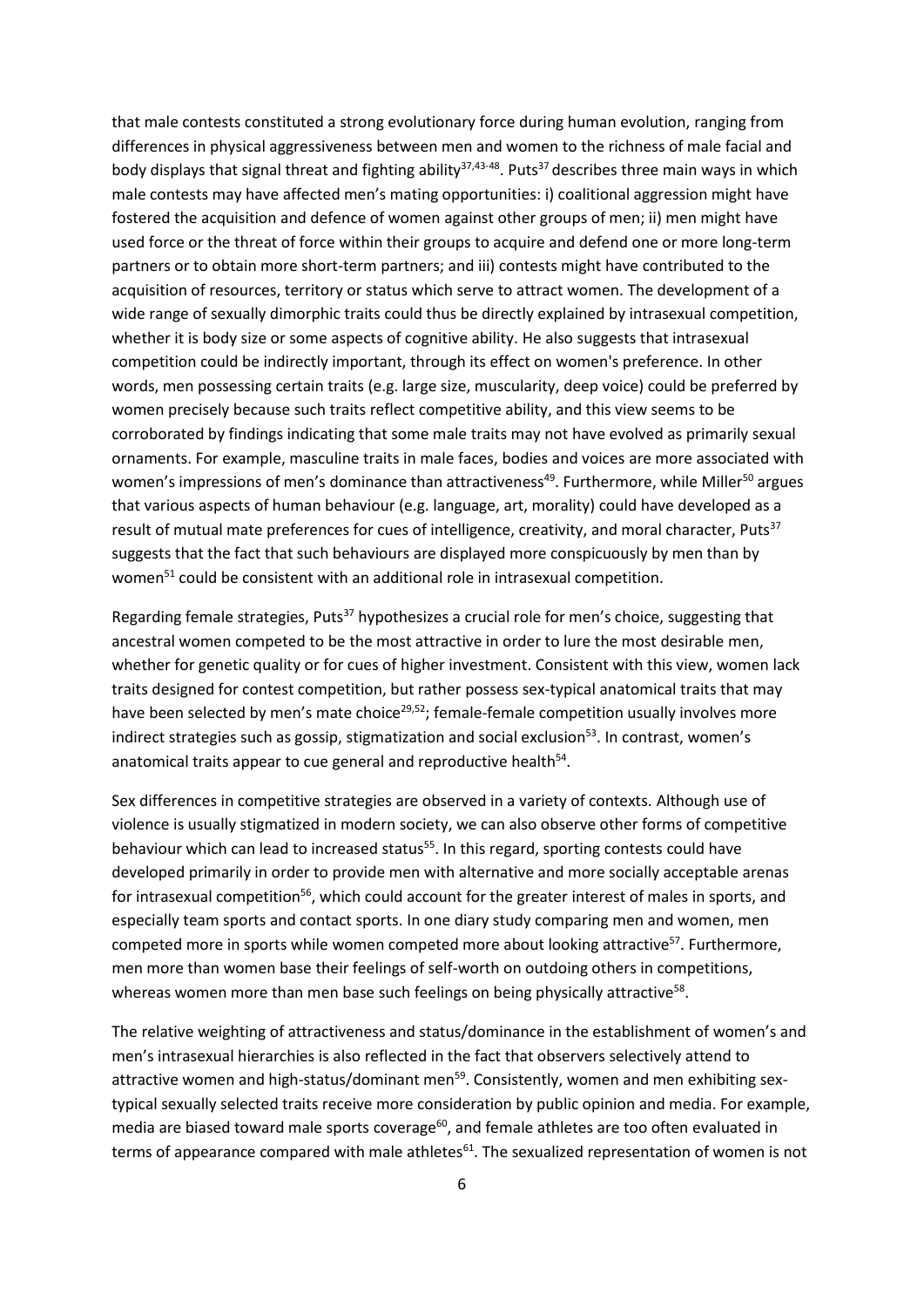that male contests constituted a strong evolutionary force during human evolution, ranging from differences in physical aggressiveness between men and women to the richness of male facial and body displays that signal threat and fighting ability[37,43-48]. Puts[37] describes three main ways in which male contests may have affected men's mating opportunities: i) coalitional aggression might have fostered the acquisition and defence of women against other groups of men; ii) men might have used force or the threat of force within their groups to acquire and defend one or more long-term partners or to obtain more short-term partners; and iii) contests might have contributed to the acquisition of resources, territory or status which serve to attract women. The development of a wide range of sexually dimorphic traits could thus be directly explained by intrasexual competition, whether it is body size or some aspects of cognitive ability. He also suggests that intrasexual competition could be indirectly important, through its effect on women's preference. In other words, men possessing certain traits (e.g. large size, muscularity, deep voice) could be preferred by women precisely because such traits reflect competitive ability, and this view seems to be corroborated by findings indicating that some male traits may not have evolved as primarily sexual ornaments. For example, masculine traits in male faces, bodies and voices are more associated with women's impressions of men's dominance than attractiveness[49]. Furthermore, while Miller[50] argues that various aspects of human behaviour (e.g. language, art, morality) could have developed as a result of mutual mate preferences for cues of intelligence, creativity, and moral character, Puts[37] suggests that the fact that such behaviours are displayed more conspicuously by men than by women[51] could be consistent with an additional role in intrasexual competition.

Regarding female strategies, Puts[37] hypothesizes a crucial role for men's choice, suggesting that ancestral women competed to be the most attractive in order to lure the most desirable men, whether for genetic quality or for cues of higher investment. Consistent with this view, women lack traits designed for contest competition, but rather possess sex-typical anatomical traits that may have been selected by men's mate choice[29,52]; female-female competition usually involves more indirect strategies such as gossip, stigmatization and social exclusion[53]. In contrast, women's anatomical traits appear to cue general and reproductive health[54].

Sex differences in competitive strategies are observed in a variety of contexts. Although use of violence is usually stigmatized in modern society, we can also observe other forms of competitive behaviour which can lead to increased status[55]. In this regard, sporting contests could have developed primarily in order to provide men with alternative and more socially acceptable arenas for intrasexual competition[56], which could account for the greater interest of males in sports, and especially team sports and contact sports. In one diary study comparing men and women, men competed more in sports while women competed more about looking attractive[57]. Furthermore, men more than women base their feelings of self-worth on outdoing others in competitions, whereas women more than men base such feelings on being physically attractive[58].

The relative weighting of attractiveness and status/dominance in the establishment of women's and men's intrasexual hierarchies is also reflected in the fact that observers selectively attend to attractive women and high-status/dominant men[59]. Consistently, women and men exhibiting sex-typical sexually selected traits receive more consideration by public opinion and media. For example, media are biased toward male sports coverage[60], and female athletes are too often evaluated in terms of appearance compared with male athletes[61]. The sexualized representation of women is not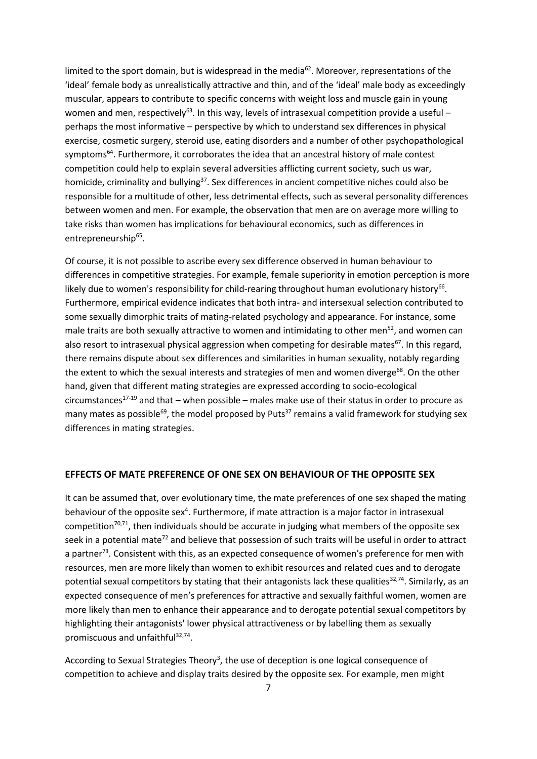limited to the sport domain, but is widespread in the media[62]. Moreover, representations of the 'ideal' female body as unrealistically attractive and thin, and of the 'ideal' male body as exceedingly muscular, appears to contribute to specific concerns with weight loss and muscle gain in young women and men, respectively[63]. In this way, levels of intrasexual competition provide a useful – perhaps the most informative – perspective by which to understand sex differences in physical exercise, cosmetic surgery, steroid use, eating disorders and a number of other psychopathological symptoms[64]. Furthermore, it corroborates the idea that an ancestral history of male contest competition could help to explain several adversities afflicting current society, such us war, homicide, criminality and bullying[37]. Sex differences in ancient competitive niches could also be responsible for a multitude of other, less detrimental effects, such as several personality differences between women and men. For example, the observation that men are on average more willing to take risks than women has implications for behavioural economics, such as differences in entrepreneurship[65].

Of course, it is not possible to ascribe every sex difference observed in human behaviour to differences in competitive strategies. For example, female superiority in emotion perception is more likely due to women's responsibility for child-rearing throughout human evolutionary history[66]. Furthermore, empirical evidence indicates that both intra- and intersexual selection contributed to some sexually dimorphic traits of mating-related psychology and appearance. For instance, some male traits are both sexually attractive to women and intimidating to other men[52], and women can also resort to intrasexual physical aggression when competing for desirable mates[67]. In this regard, there remains dispute about sex differences and similarities in human sexuality, notably regarding the extent to which the sexual interests and strategies of men and women diverge[68]. On the other hand, given that different mating strategies are expressed according to socio-ecological circumstances[17-19] and that – when possible – males make use of their status in order to procure as many mates as possible[69], the model proposed by Puts[37] remains a valid framework for studying sex differences in mating strategies.

## EFFECTS OF MATE PREFERENCE OF ONE SEX ON BEHAVIOUR OF THE OPPOSITE SEX

It can be assumed that, over evolutionary time, the mate preferences of one sex shaped the mating behaviour of the opposite sex[4]. Furthermore, if mate attraction is a major factor in intrasexual competition[70,71], then individuals should be accurate in judging what members of the opposite sex seek in a potential mate[72] and believe that possession of such traits will be useful in order to attract a partner[73]. Consistent with this, as an expected consequence of women's preference for men with resources, men are more likely than women to exhibit resources and related cues and to derogate potential sexual competitors by stating that their antagonists lack these qualities[32,74]. Similarly, as an expected consequence of men's preferences for attractive and sexually faithful women, women are more likely than men to enhance their appearance and to derogate potential sexual competitors by highlighting their antagonists' lower physical attractiveness or by labelling them as sexually promiscuous and unfaithful[32,74].

According to Sexual Strategies Theory[3], the use of deception is one logical consequence of competition to achieve and display traits desired by the opposite sex. For example, men might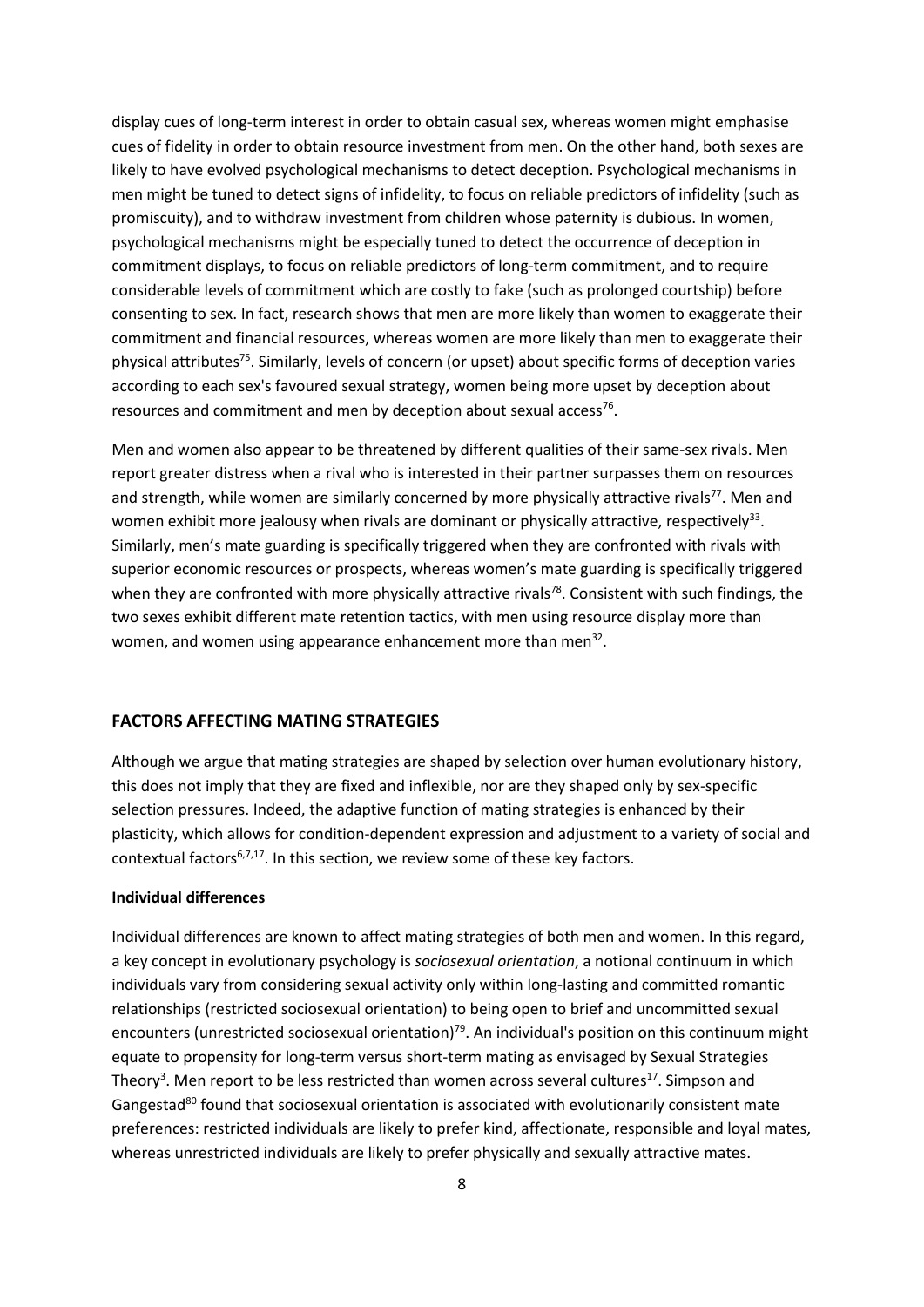display cues of long-term interest in order to obtain casual sex, whereas women might emphasise cues of fidelity in order to obtain resource investment from men. On the other hand, both sexes are likely to have evolved psychological mechanisms to detect deception. Psychological mechanisms in men might be tuned to detect signs of infidelity, to focus on reliable predictors of infidelity (such as promiscuity), and to withdraw investment from children whose paternity is dubious. In women, psychological mechanisms might be especially tuned to detect the occurrence of deception in commitment displays, to focus on reliable predictors of long-term commitment, and to require considerable levels of commitment which are costly to fake (such as prolonged courtship) before consenting to sex. In fact, research shows that men are more likely than women to exaggerate their commitment and financial resources, whereas women are more likely than men to exaggerate their physical attributes[75]. Similarly, levels of concern (or upset) about specific forms of deception varies according to each sex's favoured sexual strategy, women being more upset by deception about resources and commitment and men by deception about sexual access[76].

Men and women also appear to be threatened by different qualities of their same-sex rivals. Men report greater distress when a rival who is interested in their partner surpasses them on resources and strength, while women are similarly concerned by more physically attractive rivals[77]. Men and women exhibit more jealousy when rivals are dominant or physically attractive, respectively[33]. Similarly, men's mate guarding is specifically triggered when they are confronted with rivals with superior economic resources or prospects, whereas women's mate guarding is specifically triggered when they are confronted with more physically attractive rivals[78]. Consistent with such findings, the two sexes exhibit different mate retention tactics, with men using resource display more than women, and women using appearance enhancement more than men[32].

## FACTORS AFFECTING MATING STRATEGIES

Although we argue that mating strategies are shaped by selection over human evolutionary history, this does not imply that they are fixed and inflexible, nor are they shaped only by sex-specific selection pressures. Indeed, the adaptive function of mating strategies is enhanced by their plasticity, which allows for condition-dependent expression and adjustment to a variety of social and contextual factors[6,7,17]. In this section, we review some of these key factors.

### Individual differences

Individual differences are known to affect mating strategies of both men and women. In this regard, a key concept in evolutionary psychology is *sociosexual orientation*, a notional continuum in which individuals vary from considering sexual activity only within long-lasting and committed romantic relationships (restricted sociosexual orientation) to being open to brief and uncommitted sexual encounters (unrestricted sociosexual orientation)[79]. An individual's position on this continuum might equate to propensity for long-term versus short-term mating as envisaged by Sexual Strategies Theory[3]. Men report to be less restricted than women across several cultures[17]. Simpson and Gangestad[80] found that sociosexual orientation is associated with evolutionarily consistent mate preferences: restricted individuals are likely to prefer kind, affectionate, responsible and loyal mates, whereas unrestricted individuals are likely to prefer physically and sexually attractive mates.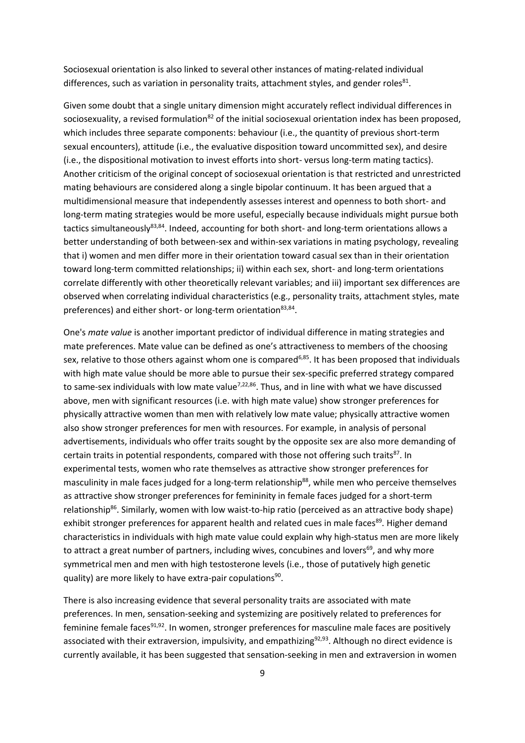Sociosexual orientation is also linked to several other instances of mating-related individual differences, such as variation in personality traits, attachment styles, and gender roles[81].

Given some doubt that a single unitary dimension might accurately reflect individual differences in sociosexuality, a revised formulation[82] of the initial sociosexual orientation index has been proposed, which includes three separate components: behaviour (i.e., the quantity of previous short-term sexual encounters), attitude (i.e., the evaluative disposition toward uncommitted sex), and desire (i.e., the dispositional motivation to invest efforts into short- versus long-term mating tactics). Another criticism of the original concept of sociosexual orientation is that restricted and unrestricted mating behaviours are considered along a single bipolar continuum. It has been argued that a multidimensional measure that independently assesses interest and openness to both short- and long-term mating strategies would be more useful, especially because individuals might pursue both tactics simultaneously[83,84]. Indeed, accounting for both short- and long-term orientations allows a better understanding of both between-sex and within-sex variations in mating psychology, revealing that i) women and men differ more in their orientation toward casual sex than in their orientation toward long-term committed relationships; ii) within each sex, short- and long-term orientations correlate differently with other theoretically relevant variables; and iii) important sex differences are observed when correlating individual characteristics (e.g., personality traits, attachment styles, mate preferences) and either short- or long-term orientation[83,84].

One's *mate value* is another important predictor of individual difference in mating strategies and mate preferences. Mate value can be defined as one's attractiveness to members of the choosing sex, relative to those others against whom one is compared[6,85]. It has been proposed that individuals with high mate value should be more able to pursue their sex-specific preferred strategy compared to same-sex individuals with low mate value[7,22,86]. Thus, and in line with what we have discussed above, men with significant resources (i.e. with high mate value) show stronger preferences for physically attractive women than men with relatively low mate value; physically attractive women also show stronger preferences for men with resources. For example, in analysis of personal advertisements, individuals who offer traits sought by the opposite sex are also more demanding of certain traits in potential respondents, compared with those not offering such traits[87]. In experimental tests, women who rate themselves as attractive show stronger preferences for masculinity in male faces judged for a long-term relationship[88], while men who perceive themselves as attractive show stronger preferences for femininity in female faces judged for a short-term relationship[86]. Similarly, women with low waist-to-hip ratio (perceived as an attractive body shape) exhibit stronger preferences for apparent health and related cues in male faces[89]. Higher demand characteristics in individuals with high mate value could explain why high-status men are more likely to attract a great number of partners, including wives, concubines and lovers[69], and why more symmetrical men and men with high testosterone levels (i.e., those of putatively high genetic quality) are more likely to have extra-pair copulations[90].

There is also increasing evidence that several personality traits are associated with mate preferences. In men, sensation-seeking and systemizing are positively related to preferences for feminine female faces[91,92]. In women, stronger preferences for masculine male faces are positively associated with their extraversion, impulsivity, and empathizing[92,93]. Although no direct evidence is currently available, it has been suggested that sensation-seeking in men and extraversion in women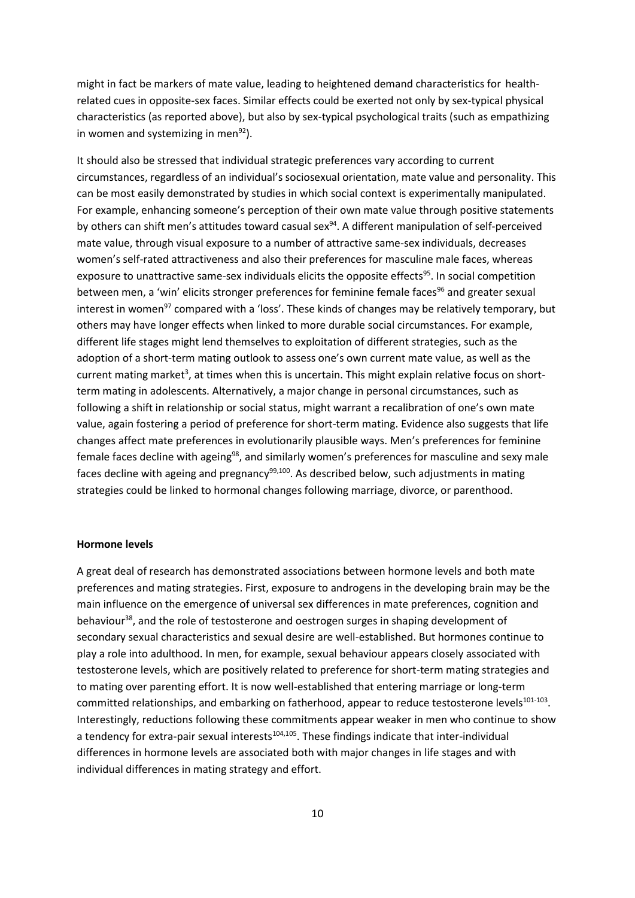might in fact be markers of mate value, leading to heightened demand characteristics for health-related cues in opposite-sex faces. Similar effects could be exerted not only by sex-typical physical characteristics (as reported above), but also by sex-typical psychological traits (such as empathizing in women and systemizing in men[92]).

It should also be stressed that individual strategic preferences vary according to current circumstances, regardless of an individual's sociosexual orientation, mate value and personality. This can be most easily demonstrated by studies in which social context is experimentally manipulated. For example, enhancing someone's perception of their own mate value through positive statements by others can shift men's attitudes toward casual sex[94]. A different manipulation of self-perceived mate value, through visual exposure to a number of attractive same-sex individuals, decreases women's self-rated attractiveness and also their preferences for masculine male faces, whereas exposure to unattractive same-sex individuals elicits the opposite effects[95]. In social competition between men, a 'win' elicits stronger preferences for feminine female faces[96] and greater sexual interest in women[97] compared with a 'loss'. These kinds of changes may be relatively temporary, but others may have longer effects when linked to more durable social circumstances. For example, different life stages might lend themselves to exploitation of different strategies, such as the adoption of a short-term mating outlook to assess one's own current mate value, as well as the current mating market[3], at times when this is uncertain. This might explain relative focus on short-term mating in adolescents. Alternatively, a major change in personal circumstances, such as following a shift in relationship or social status, might warrant a recalibration of one's own mate value, again fostering a period of preference for short-term mating. Evidence also suggests that life changes affect mate preferences in evolutionarily plausible ways. Men's preferences for feminine female faces decline with ageing[98], and similarly women's preferences for masculine and sexy male faces decline with ageing and pregnancy[99,100]. As described below, such adjustments in mating strategies could be linked to hormonal changes following marriage, divorce, or parenthood.

**Hormone levels**

A great deal of research has demonstrated associations between hormone levels and both mate preferences and mating strategies. First, exposure to androgens in the developing brain may be the main influence on the emergence of universal sex differences in mate preferences, cognition and behaviour[38], and the role of testosterone and oestrogen surges in shaping development of secondary sexual characteristics and sexual desire are well-established. But hormones continue to play a role into adulthood. In men, for example, sexual behaviour appears closely associated with testosterone levels, which are positively related to preference for short-term mating strategies and to mating over parenting effort. It is now well-established that entering marriage or long-term committed relationships, and embarking on fatherhood, appear to reduce testosterone levels[101-103]. Interestingly, reductions following these commitments appear weaker in men who continue to show a tendency for extra-pair sexual interests[104,105]. These findings indicate that inter-individual differences in hormone levels are associated both with major changes in life stages and with individual differences in mating strategy and effort.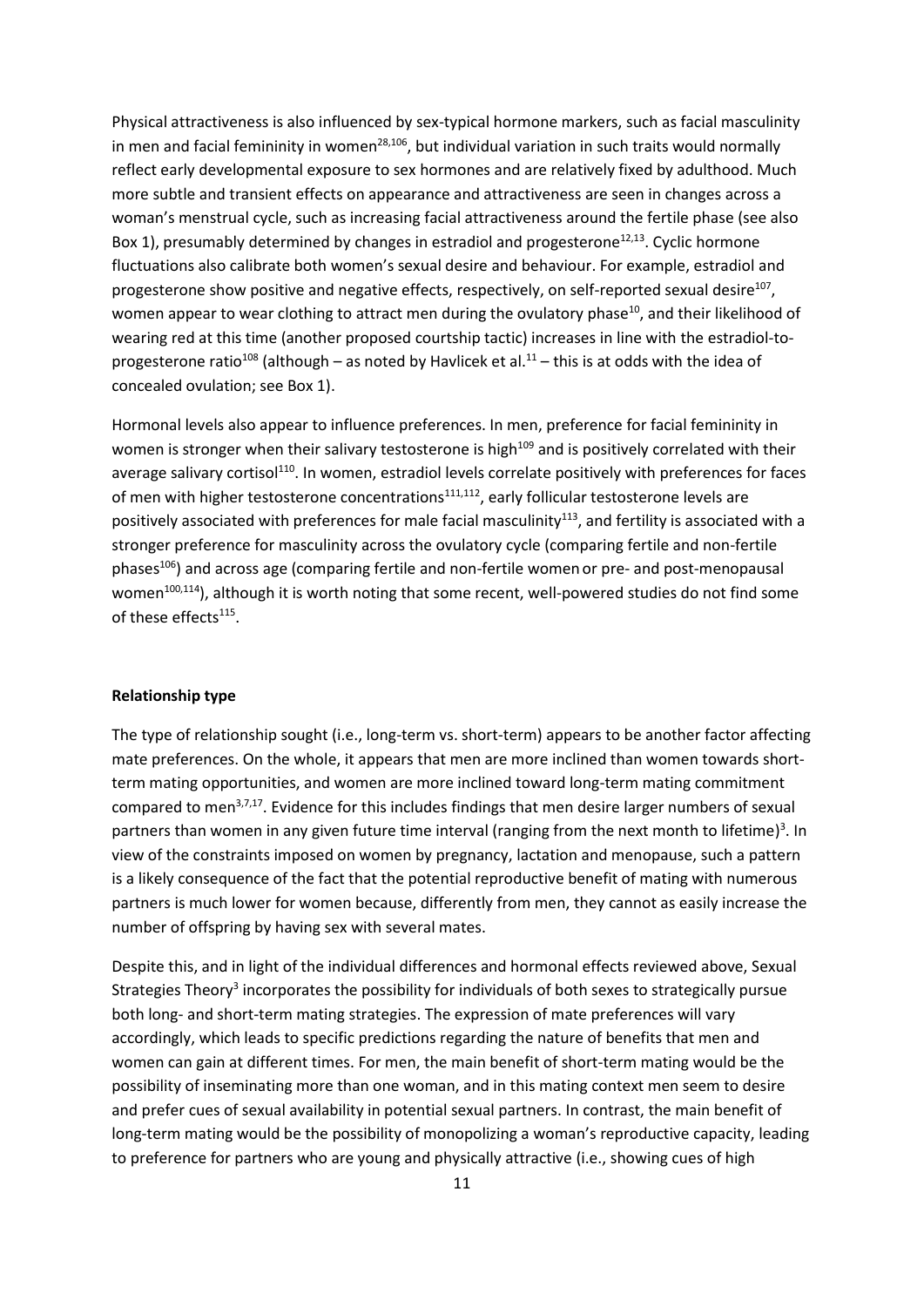Physical attractiveness is also influenced by sex-typical hormone markers, such as facial masculinity in men and facial femininity in women[28,106], but individual variation in such traits would normally reflect early developmental exposure to sex hormones and are relatively fixed by adulthood. Much more subtle and transient effects on appearance and attractiveness are seen in changes across a woman's menstrual cycle, such as increasing facial attractiveness around the fertile phase (see also Box 1), presumably determined by changes in estradiol and progesterone[12,13]. Cyclic hormone fluctuations also calibrate both women's sexual desire and behaviour. For example, estradiol and progesterone show positive and negative effects, respectively, on self-reported sexual desire[107], women appear to wear clothing to attract men during the ovulatory phase[10], and their likelihood of wearing red at this time (another proposed courtship tactic) increases in line with the estradiol-to-progesterone ratio[108] (although – as noted by Havlicek et al.[11] – this is at odds with the idea of concealed ovulation; see Box 1).

Hormonal levels also appear to influence preferences. In men, preference for facial femininity in women is stronger when their salivary testosterone is high[109] and is positively correlated with their average salivary cortisol[110]. In women, estradiol levels correlate positively with preferences for faces of men with higher testosterone concentrations[111,112], early follicular testosterone levels are positively associated with preferences for male facial masculinity[113], and fertility is associated with a stronger preference for masculinity across the ovulatory cycle (comparing fertile and non-fertile phases[106]) and across age (comparing fertile and non-fertile women or pre- and post-menopausal women[100,114]), although it is worth noting that some recent, well-powered studies do not find some of these effects[115].

**Relationship type**

The type of relationship sought (i.e., long-term vs. short-term) appears to be another factor affecting mate preferences. On the whole, it appears that men are more inclined than women towards short-term mating opportunities, and women are more inclined toward long-term mating commitment compared to men[3,7,17]. Evidence for this includes findings that men desire larger numbers of sexual partners than women in any given future time interval (ranging from the next month to lifetime)[3]. In view of the constraints imposed on women by pregnancy, lactation and menopause, such a pattern is a likely consequence of the fact that the potential reproductive benefit of mating with numerous partners is much lower for women because, differently from men, they cannot as easily increase the number of offspring by having sex with several mates.

Despite this, and in light of the individual differences and hormonal effects reviewed above, Sexual Strategies Theory[3] incorporates the possibility for individuals of both sexes to strategically pursue both long- and short-term mating strategies. The expression of mate preferences will vary accordingly, which leads to specific predictions regarding the nature of benefits that men and women can gain at different times. For men, the main benefit of short-term mating would be the possibility of inseminating more than one woman, and in this mating context men seem to desire and prefer cues of sexual availability in potential sexual partners. In contrast, the main benefit of long-term mating would be the possibility of monopolizing a woman's reproductive capacity, leading to preference for partners who are young and physically attractive (i.e., showing cues of high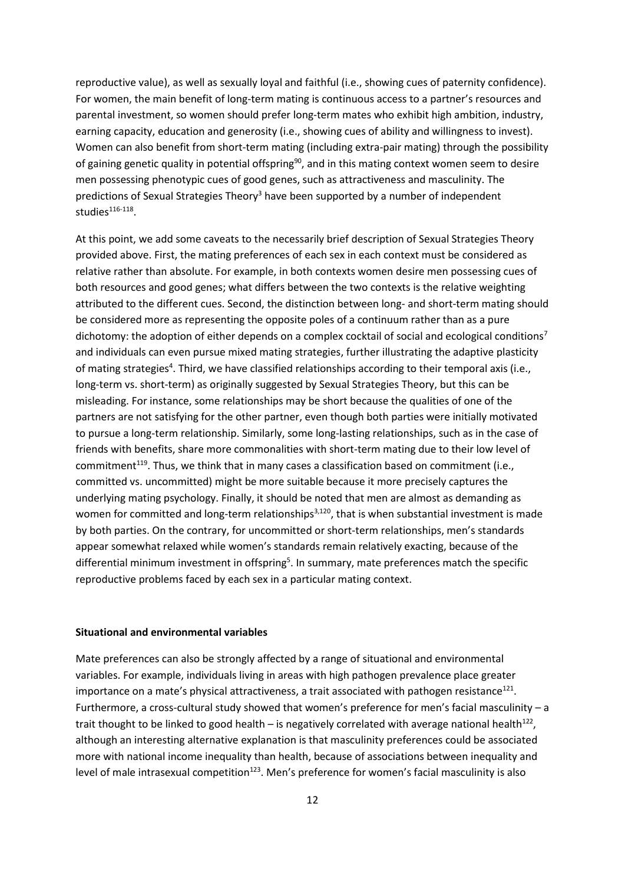reproductive value), as well as sexually loyal and faithful (i.e., showing cues of paternity confidence). For women, the main benefit of long-term mating is continuous access to a partner's resources and parental investment, so women should prefer long-term mates who exhibit high ambition, industry, earning capacity, education and generosity (i.e., showing cues of ability and willingness to invest). Women can also benefit from short-term mating (including extra-pair mating) through the possibility of gaining genetic quality in potential offspring[90], and in this mating context women seem to desire men possessing phenotypic cues of good genes, such as attractiveness and masculinity. The predictions of Sexual Strategies Theory[3] have been supported by a number of independent studies[116-118].

At this point, we add some caveats to the necessarily brief description of Sexual Strategies Theory provided above. First, the mating preferences of each sex in each context must be considered as relative rather than absolute. For example, in both contexts women desire men possessing cues of both resources and good genes; what differs between the two contexts is the relative weighting attributed to the different cues. Second, the distinction between long- and short-term mating should be considered more as representing the opposite poles of a continuum rather than as a pure dichotomy: the adoption of either depends on a complex cocktail of social and ecological conditions[7] and individuals can even pursue mixed mating strategies, further illustrating the adaptive plasticity of mating strategies[4]. Third, we have classified relationships according to their temporal axis (i.e., long-term vs. short-term) as originally suggested by Sexual Strategies Theory, but this can be misleading. For instance, some relationships may be short because the qualities of one of the partners are not satisfying for the other partner, even though both parties were initially motivated to pursue a long-term relationship. Similarly, some long-lasting relationships, such as in the case of friends with benefits, share more commonalities with short-term mating due to their low level of commitment[119]. Thus, we think that in many cases a classification based on commitment (i.e., committed vs. uncommitted) might be more suitable because it more precisely captures the underlying mating psychology. Finally, it should be noted that men are almost as demanding as women for committed and long-term relationships[3,120], that is when substantial investment is made by both parties. On the contrary, for uncommitted or short-term relationships, men's standards appear somewhat relaxed while women's standards remain relatively exacting, because of the differential minimum investment in offspring[5]. In summary, mate preferences match the specific reproductive problems faced by each sex in a particular mating context.

**Situational and environmental variables**

Mate preferences can also be strongly affected by a range of situational and environmental variables. For example, individuals living in areas with high pathogen prevalence place greater importance on a mate's physical attractiveness, a trait associated with pathogen resistance[121]. Furthermore, a cross-cultural study showed that women's preference for men's facial masculinity – a trait thought to be linked to good health – is negatively correlated with average national health[122], although an interesting alternative explanation is that masculinity preferences could be associated more with national income inequality than health, because of associations between inequality and level of male intrasexual competition[123]. Men's preference for women's facial masculinity is also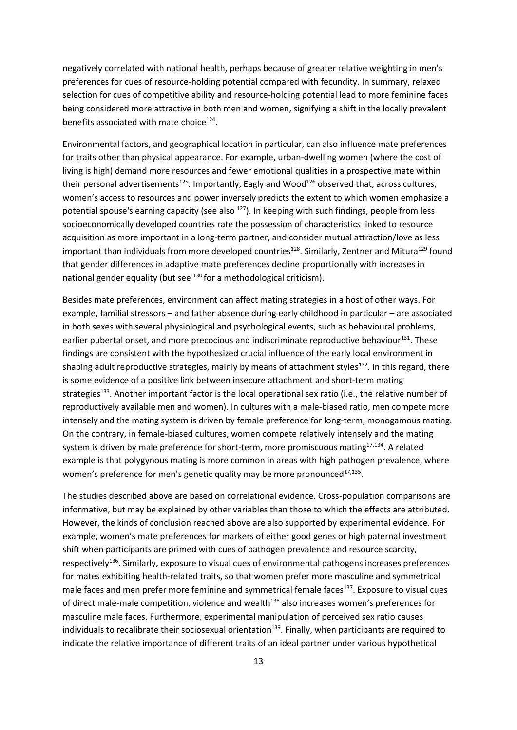negatively correlated with national health, perhaps because of greater relative weighting in men's preferences for cues of resource-holding potential compared with fecundity. In summary, relaxed selection for cues of competitive ability and resource-holding potential lead to more feminine faces being considered more attractive in both men and women, signifying a shift in the locally prevalent benefits associated with mate choice[124].

Environmental factors, and geographical location in particular, can also influence mate preferences for traits other than physical appearance. For example, urban-dwelling women (where the cost of living is high) demand more resources and fewer emotional qualities in a prospective mate within their personal advertisements[125]. Importantly, Eagly and Wood[126] observed that, across cultures, women's access to resources and power inversely predicts the extent to which women emphasize a potential spouse's earning capacity (see also [127]). In keeping with such findings, people from less socioeconomically developed countries rate the possession of characteristics linked to resource acquisition as more important in a long-term partner, and consider mutual attraction/love as less important than individuals from more developed countries[128]. Similarly, Zentner and Mitura[129] found that gender differences in adaptive mate preferences decline proportionally with increases in national gender equality (but see [130] for a methodological criticism).

Besides mate preferences, environment can affect mating strategies in a host of other ways. For example, familial stressors – and father absence during early childhood in particular – are associated in both sexes with several physiological and psychological events, such as behavioural problems, earlier pubertal onset, and more precocious and indiscriminate reproductive behaviour[131]. These findings are consistent with the hypothesized crucial influence of the early local environment in shaping adult reproductive strategies, mainly by means of attachment styles[132]. In this regard, there is some evidence of a positive link between insecure attachment and short-term mating strategies[133]. Another important factor is the local operational sex ratio (i.e., the relative number of reproductively available men and women). In cultures with a male-biased ratio, men compete more intensely and the mating system is driven by female preference for long-term, monogamous mating. On the contrary, in female-biased cultures, women compete relatively intensely and the mating system is driven by male preference for short-term, more promiscuous mating[17,134]. A related example is that polygynous mating is more common in areas with high pathogen prevalence, where women's preference for men's genetic quality may be more pronounced[17,135].

The studies described above are based on correlational evidence. Cross-population comparisons are informative, but may be explained by other variables than those to which the effects are attributed. However, the kinds of conclusion reached above are also supported by experimental evidence. For example, women's mate preferences for markers of either good genes or high paternal investment shift when participants are primed with cues of pathogen prevalence and resource scarcity, respectively[136]. Similarly, exposure to visual cues of environmental pathogens increases preferences for mates exhibiting health-related traits, so that women prefer more masculine and symmetrical male faces and men prefer more feminine and symmetrical female faces[137]. Exposure to visual cues of direct male-male competition, violence and wealth[138] also increases women's preferences for masculine male faces. Furthermore, experimental manipulation of perceived sex ratio causes individuals to recalibrate their sociosexual orientation[139]. Finally, when participants are required to indicate the relative importance of different traits of an ideal partner under various hypothetical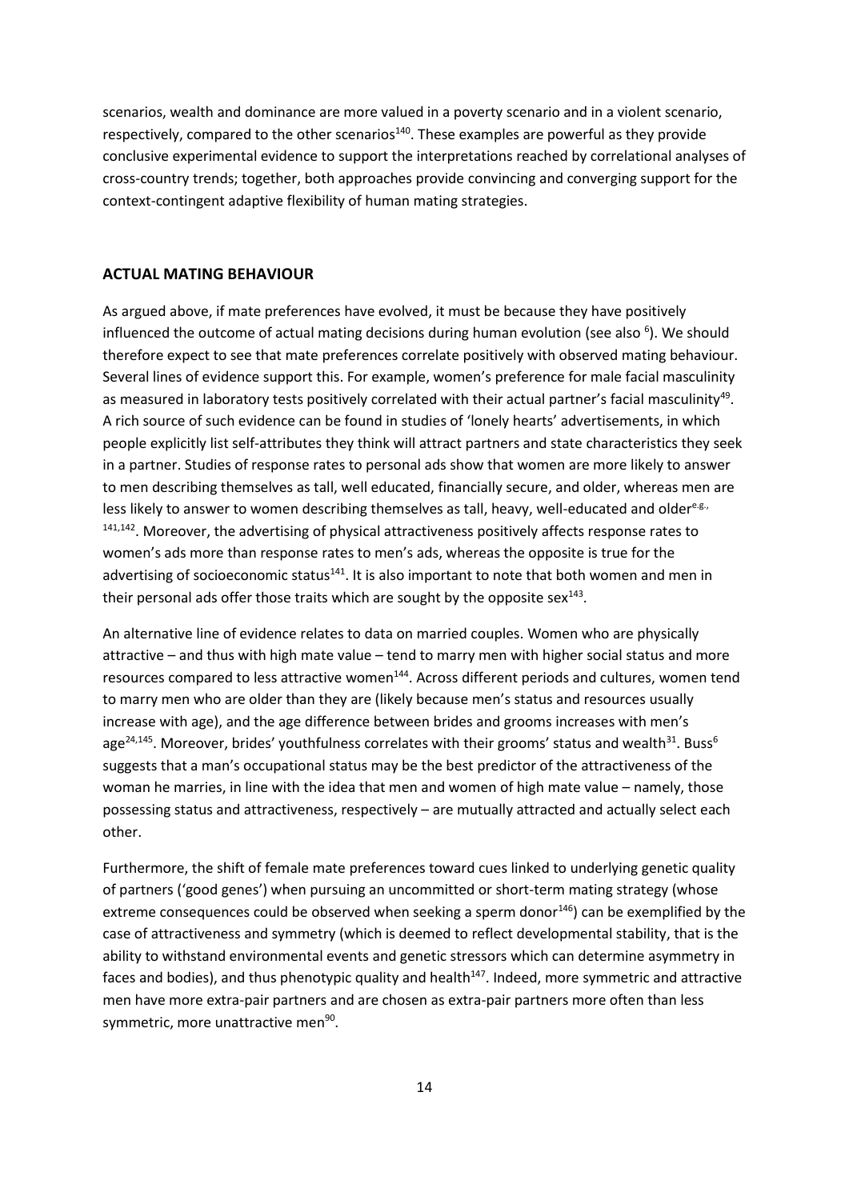scenarios, wealth and dominance are more valued in a poverty scenario and in a violent scenario, respectively, compared to the other scenarios[140]. These examples are powerful as they provide conclusive experimental evidence to support the interpretations reached by correlational analyses of cross-country trends; together, both approaches provide convincing and converging support for the context-contingent adaptive flexibility of human mating strategies.

## ACTUAL MATING BEHAVIOUR

As argued above, if mate preferences have evolved, it must be because they have positively influenced the outcome of actual mating decisions during human evolution (see also [6]). We should therefore expect to see that mate preferences correlate positively with observed mating behaviour. Several lines of evidence support this. For example, women's preference for male facial masculinity as measured in laboratory tests positively correlated with their actual partner's facial masculinity[49]. A rich source of such evidence can be found in studies of 'lonely hearts' advertisements, in which people explicitly list self-attributes they think will attract partners and state characteristics they seek in a partner. Studies of response rates to personal ads show that women are more likely to answer to men describing themselves as tall, well educated, financially secure, and older, whereas men are less likely to answer to women describing themselves as tall, heavy, well-educated and older[e.g., 141,142]. Moreover, the advertising of physical attractiveness positively affects response rates to women's ads more than response rates to men's ads, whereas the opposite is true for the advertising of socioeconomic status[141]. It is also important to note that both women and men in their personal ads offer those traits which are sought by the opposite sex[143].

An alternative line of evidence relates to data on married couples. Women who are physically attractive – and thus with high mate value – tend to marry men with higher social status and more resources compared to less attractive women[144]. Across different periods and cultures, women tend to marry men who are older than they are (likely because men's status and resources usually increase with age), and the age difference between brides and grooms increases with men's age[24,145]. Moreover, brides' youthfulness correlates with their grooms' status and wealth[31]. Buss[6] suggests that a man's occupational status may be the best predictor of the attractiveness of the woman he marries, in line with the idea that men and women of high mate value – namely, those possessing status and attractiveness, respectively – are mutually attracted and actually select each other.

Furthermore, the shift of female mate preferences toward cues linked to underlying genetic quality of partners ('good genes') when pursuing an uncommitted or short-term mating strategy (whose extreme consequences could be observed when seeking a sperm donor[146]) can be exemplified by the case of attractiveness and symmetry (which is deemed to reflect developmental stability, that is the ability to withstand environmental events and genetic stressors which can determine asymmetry in faces and bodies), and thus phenotypic quality and health[147]. Indeed, more symmetric and attractive men have more extra-pair partners and are chosen as extra-pair partners more often than less symmetric, more unattractive men[90].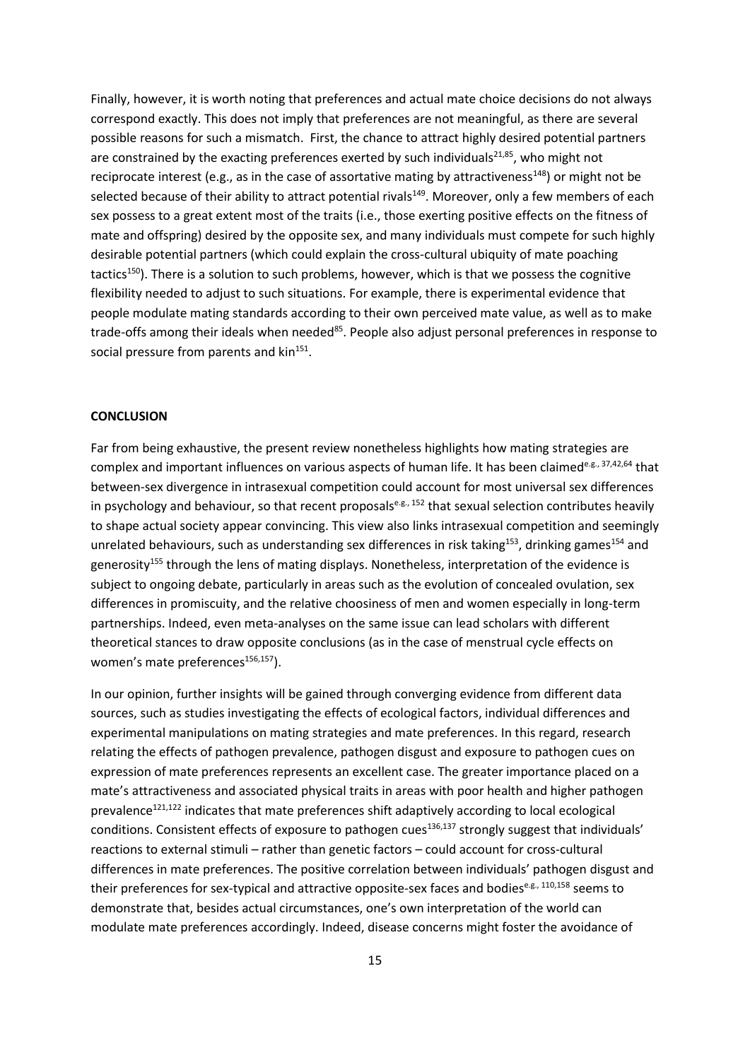Finally, however, it is worth noting that preferences and actual mate choice decisions do not always correspond exactly. This does not imply that preferences are not meaningful, as there are several possible reasons for such a mismatch. First, the chance to attract highly desired potential partners are constrained by the exacting preferences exerted by such individuals[21,85], who might not reciprocate interest (e.g., as in the case of assortative mating by attractiveness[148]) or might not be selected because of their ability to attract potential rivals[149]. Moreover, only a few members of each sex possess to a great extent most of the traits (i.e., those exerting positive effects on the fitness of mate and offspring) desired by the opposite sex, and many individuals must compete for such highly desirable potential partners (which could explain the cross-cultural ubiquity of mate poaching tactics[150]). There is a solution to such problems, however, which is that we possess the cognitive flexibility needed to adjust to such situations. For example, there is experimental evidence that people modulate mating standards according to their own perceived mate value, as well as to make trade-offs among their ideals when needed[85]. People also adjust personal preferences in response to social pressure from parents and kin[151].

**CONCLUSION**

Far from being exhaustive, the present review nonetheless highlights how mating strategies are complex and important influences on various aspects of human life. It has been claimed[e.g., 37,42,64] that between-sex divergence in intrasexual competition could account for most universal sex differences in psychology and behaviour, so that recent proposals[e.g., 152] that sexual selection contributes heavily to shape actual society appear convincing. This view also links intrasexual competition and seemingly unrelated behaviours, such as understanding sex differences in risk taking[153], drinking games[154] and generosity[155] through the lens of mating displays. Nonetheless, interpretation of the evidence is subject to ongoing debate, particularly in areas such as the evolution of concealed ovulation, sex differences in promiscuity, and the relative choosiness of men and women especially in long-term partnerships. Indeed, even meta-analyses on the same issue can lead scholars with different theoretical stances to draw opposite conclusions (as in the case of menstrual cycle effects on women's mate preferences[156,157]).

In our opinion, further insights will be gained through converging evidence from different data sources, such as studies investigating the effects of ecological factors, individual differences and experimental manipulations on mating strategies and mate preferences. In this regard, research relating the effects of pathogen prevalence, pathogen disgust and exposure to pathogen cues on expression of mate preferences represents an excellent case. The greater importance placed on a mate's attractiveness and associated physical traits in areas with poor health and higher pathogen prevalence[121,122] indicates that mate preferences shift adaptively according to local ecological conditions. Consistent effects of exposure to pathogen cues[136,137] strongly suggest that individuals' reactions to external stimuli – rather than genetic factors – could account for cross-cultural differences in mate preferences. The positive correlation between individuals' pathogen disgust and their preferences for sex-typical and attractive opposite-sex faces and bodies[e.g., 110,158] seems to demonstrate that, besides actual circumstances, one's own interpretation of the world can modulate mate preferences accordingly. Indeed, disease concerns might foster the avoidance of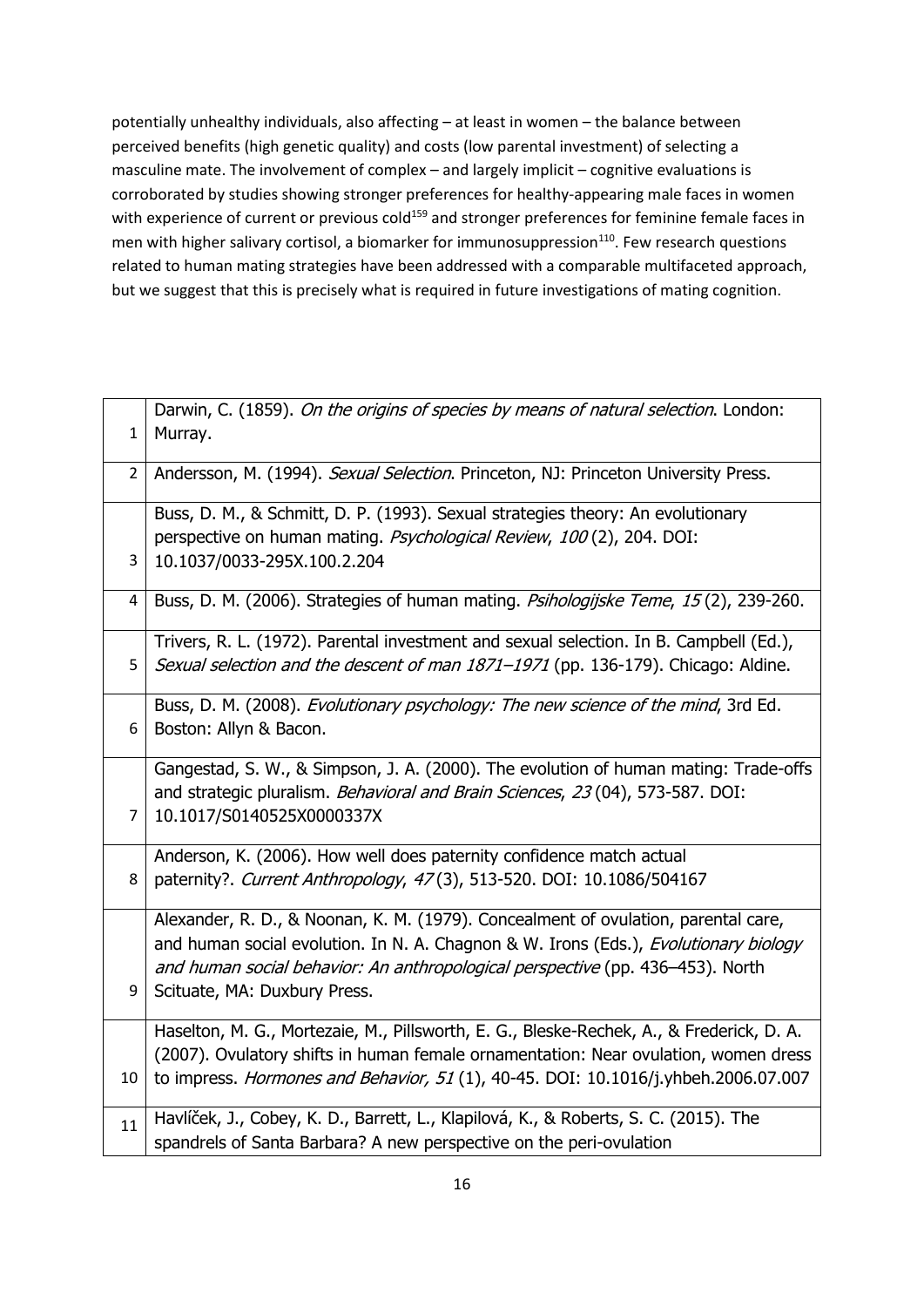potentially unhealthy individuals, also affecting – at least in women – the balance between perceived benefits (high genetic quality) and costs (low parental investment) of selecting a masculine mate. The involvement of complex – and largely implicit – cognitive evaluations is corroborated by studies showing stronger preferences for healthy-appearing male faces in women with experience of current or previous cold[159] and stronger preferences for feminine female faces in men with higher salivary cortisol, a biomarker for immunosuppression[110]. Few research questions related to human mating strategies have been addressed with a comparable multifaceted approach, but we suggest that this is precisely what is required in future investigations of mating cognition.

| | |
|---|---|
| 1 | Darwin, C. (1859). *On the origins of species by means of natural selection*. London: Murray. |
| 2 | Andersson, M. (1994). *Sexual Selection*. Princeton, NJ: Princeton University Press. |
| 3 | Buss, D. M., & Schmitt, D. P. (1993). Sexual strategies theory: An evolutionary perspective on human mating. *Psychological Review*, *100* (2), 204. DOI: 10.1037/0033-295X.100.2.204 |
| 4 | Buss, D. M. (2006). Strategies of human mating. *Psihologijske Teme*, *15* (2), 239-260. |
| 5 | Trivers, R. L. (1972). Parental investment and sexual selection. In B. Campbell (Ed.), *Sexual selection and the descent of man 1871–1971* (pp. 136-179). Chicago: Aldine. |
| 6 | Buss, D. M. (2008). *Evolutionary psychology: The new science of the mind*, 3rd Ed. Boston: Allyn & Bacon. |
| 7 | Gangestad, S. W., & Simpson, J. A. (2000). The evolution of human mating: Trade-offs and strategic pluralism. *Behavioral and Brain Sciences*, *23* (04), 573-587. DOI: 10.1017/S0140525X0000337X |
| 8 | Anderson, K. (2006). How well does paternity confidence match actual paternity?. *Current Anthropology*, *47* (3), 513-520. DOI: 10.1086/504167 |
| 9 | Alexander, R. D., & Noonan, K. M. (1979). Concealment of ovulation, parental care, and human social evolution. In N. A. Chagnon & W. Irons (Eds.), *Evolutionary biology and human social behavior: An anthropological perspective* (pp. 436–453). North Scituate, MA: Duxbury Press. |
| 10 | Haselton, M. G., Mortezaie, M., Pillsworth, E. G., Bleske-Rechek, A., & Frederick, D. A. (2007). Ovulatory shifts in human female ornamentation: Near ovulation, women dress to impress. *Hormones and Behavior, 51* (1), 40-45. DOI: 10.1016/j.yhbeh.2006.07.007 |
| 11 | Havlíček, J., Cobey, K. D., Barrett, L., Klapilová, K., & Roberts, S. C. (2015). The spandrels of Santa Barbara? A new perspective on the peri-ovulation |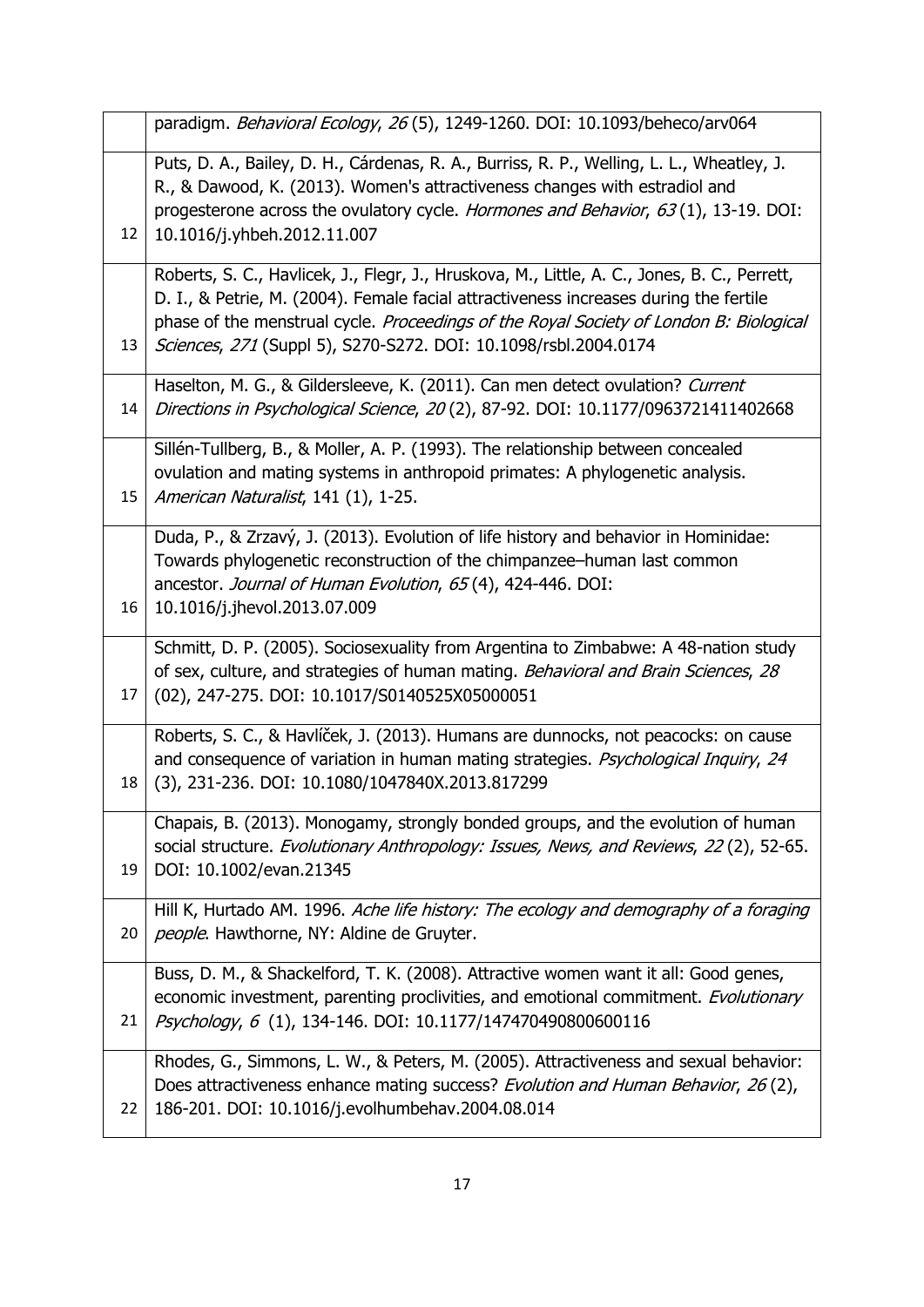|  | paradigm. *Behavioral Ecology*, *26* (5), 1249-1260. DOI: 10.1093/beheco/arv064 |
|---|---|
| 12 | Puts, D. A., Bailey, D. H., Cárdenas, R. A., Burriss, R. P., Welling, L. L., Wheatley, J. R., & Dawood, K. (2013). Women's attractiveness changes with estradiol and progesterone across the ovulatory cycle. *Hormones and Behavior*, *63* (1), 13-19. DOI: 10.1016/j.yhbeh.2012.11.007 |
| 13 | Roberts, S. C., Havlicek, J., Flegr, J., Hruskova, M., Little, A. C., Jones, B. C., Perrett, D. I., & Petrie, M. (2004). Female facial attractiveness increases during the fertile phase of the menstrual cycle. *Proceedings of the Royal Society of London B: Biological Sciences*, *271* (Suppl 5), S270-S272. DOI: 10.1098/rsbl.2004.0174 |
| 14 | Haselton, M. G., & Gildersleeve, K. (2011). Can men detect ovulation? *Current Directions in Psychological Science*, *20* (2), 87-92. DOI: 10.1177/0963721411402668 |
| 15 | Sillén-Tullberg, B., & Moller, A. P. (1993). The relationship between concealed ovulation and mating systems in anthropoid primates: A phylogenetic analysis. *American Naturalist*, 141 (1), 1-25. |
| 16 | Duda, P., & Zrzavý, J. (2013). Evolution of life history and behavior in Hominidae: Towards phylogenetic reconstruction of the chimpanzee–human last common ancestor. *Journal of Human Evolution*, *65* (4), 424-446. DOI: 10.1016/j.jhevol.2013.07.009 |
| 17 | Schmitt, D. P. (2005). Sociosexuality from Argentina to Zimbabwe: A 48-nation study of sex, culture, and strategies of human mating. *Behavioral and Brain Sciences*, *28* (02), 247-275. DOI: 10.1017/S0140525X05000051 |
| 18 | Roberts, S. C., & Havlíček, J. (2013). Humans are dunnocks, not peacocks: on cause and consequence of variation in human mating strategies. *Psychological Inquiry*, *24* (3), 231-236. DOI: 10.1080/1047840X.2013.817299 |
| 19 | Chapais, B. (2013). Monogamy, strongly bonded groups, and the evolution of human social structure. *Evolutionary Anthropology: Issues, News, and Reviews*, *22* (2), 52-65. DOI: 10.1002/evan.21345 |
| 20 | Hill K, Hurtado AM. 1996. *Ache life history: The ecology and demography of a foraging people*. Hawthorne, NY: Aldine de Gruyter. |
| 21 | Buss, D. M., & Shackelford, T. K. (2008). Attractive women want it all: Good genes, economic investment, parenting proclivities, and emotional commitment. *Evolutionary Psychology*, *6* (1), 134-146. DOI: 10.1177/147470490800600116 |
| 22 | Rhodes, G., Simmons, L. W., & Peters, M. (2005). Attractiveness and sexual behavior: Does attractiveness enhance mating success? *Evolution and Human Behavior*, *26* (2), 186-201. DOI: 10.1016/j.evolhumbehav.2004.08.014 |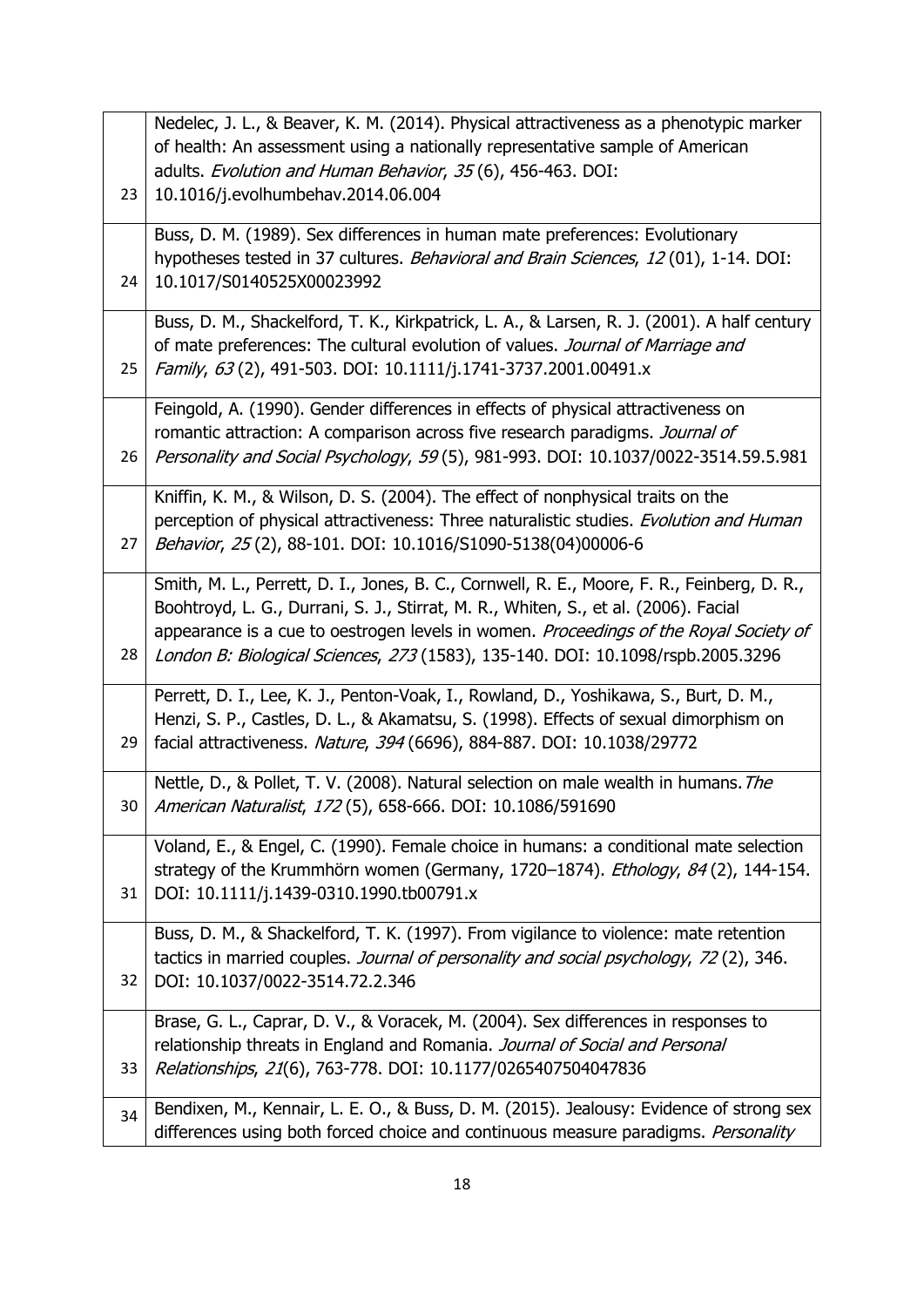| | |
|---|---|
| 23 | Nedelec, J. L., & Beaver, K. M. (2014). Physical attractiveness as a phenotypic marker of health: An assessment using a nationally representative sample of American adults. *Evolution and Human Behavior*, *35* (6), 456-463. DOI: 10.1016/j.evolhumbehav.2014.06.004 |
| 24 | Buss, D. M. (1989). Sex differences in human mate preferences: Evolutionary hypotheses tested in 37 cultures. *Behavioral and Brain Sciences*, *12* (01), 1-14. DOI: 10.1017/S0140525X00023992 |
| 25 | Buss, D. M., Shackelford, T. K., Kirkpatrick, L. A., & Larsen, R. J. (2001). A half century of mate preferences: The cultural evolution of values. *Journal of Marriage and Family*, *63* (2), 491-503. DOI: 10.1111/j.1741-3737.2001.00491.x |
| 26 | Feingold, A. (1990). Gender differences in effects of physical attractiveness on romantic attraction: A comparison across five research paradigms. *Journal of Personality and Social Psychology*, *59* (5), 981-993. DOI: 10.1037/0022-3514.59.5.981 |
| 27 | Kniffin, K. M., & Wilson, D. S. (2004). The effect of nonphysical traits on the perception of physical attractiveness: Three naturalistic studies. *Evolution and Human Behavior*, *25* (2), 88-101. DOI: 10.1016/S1090-5138(04)00006-6 |
| 28 | Smith, M. L., Perrett, D. I., Jones, B. C., Cornwell, R. E., Moore, F. R., Feinberg, D. R., Boohtroyd, L. G., Durrani, S. J., Stirrat, M. R., Whiten, S., et al. (2006). Facial appearance is a cue to oestrogen levels in women. *Proceedings of the Royal Society of London B: Biological Sciences*, *273* (1583), 135-140. DOI: 10.1098/rspb.2005.3296 |
| 29 | Perrett, D. I., Lee, K. J., Penton-Voak, I., Rowland, D., Yoshikawa, S., Burt, D. M., Henzi, S. P., Castles, D. L., & Akamatsu, S. (1998). Effects of sexual dimorphism on facial attractiveness. *Nature*, *394* (6696), 884-887. DOI: 10.1038/29772 |
| 30 | Nettle, D., & Pollet, T. V. (2008). Natural selection on male wealth in humans. *The American Naturalist*, *172* (5), 658-666. DOI: 10.1086/591690 |
| 31 | Voland, E., & Engel, C. (1990). Female choice in humans: a conditional mate selection strategy of the Krummhörn women (Germany, 1720–1874). *Ethology*, *84* (2), 144-154. DOI: 10.1111/j.1439-0310.1990.tb00791.x |
| 32 | Buss, D. M., & Shackelford, T. K. (1997). From vigilance to violence: mate retention tactics in married couples. *Journal of personality and social psychology*, *72* (2), 346. DOI: 10.1037/0022-3514.72.2.346 |
| 33 | Brase, G. L., Caprar, D. V., & Voracek, M. (2004). Sex differences in responses to relationship threats in England and Romania. *Journal of Social and Personal Relationships*, *21*(6), 763-778. DOI: 10.1177/0265407504047836 |
| 34 | Bendixen, M., Kennair, L. E. O., & Buss, D. M. (2015). Jealousy: Evidence of strong sex differences using both forced choice and continuous measure paradigms. *Personality* |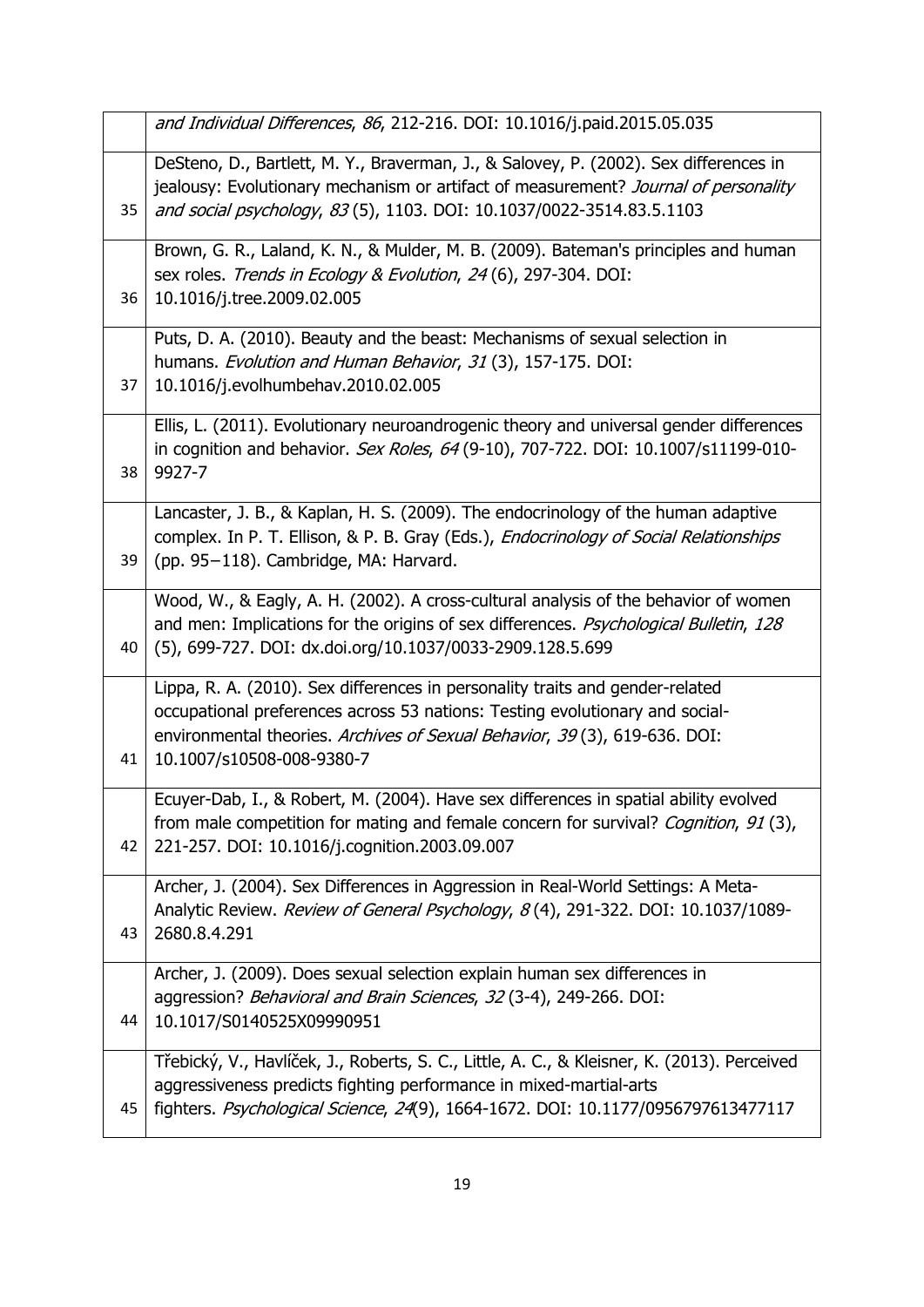|  |  |
|---|---|
|  | *and Individual Differences*, *86*, 212-216. DOI: 10.1016/j.paid.2015.05.035 |
| 35 | DeSteno, D., Bartlett, M. Y., Braverman, J., & Salovey, P. (2002). Sex differences in jealousy: Evolutionary mechanism or artifact of measurement? *Journal of personality and social psychology*, *83* (5), 1103. DOI: 10.1037/0022-3514.83.5.1103 |
| 36 | Brown, G. R., Laland, K. N., & Mulder, M. B. (2009). Bateman's principles and human sex roles. *Trends in Ecology & Evolution*, *24* (6), 297-304. DOI: 10.1016/j.tree.2009.02.005 |
| 37 | Puts, D. A. (2010). Beauty and the beast: Mechanisms of sexual selection in humans. *Evolution and Human Behavior*, *31* (3), 157-175. DOI: 10.1016/j.evolhumbehav.2010.02.005 |
| 38 | Ellis, L. (2011). Evolutionary neuroandrogenic theory and universal gender differences in cognition and behavior. *Sex Roles*, *64* (9-10), 707-722. DOI: 10.1007/s11199-010-9927-7 |
| 39 | Lancaster, J. B., & Kaplan, H. S. (2009). The endocrinology of the human adaptive complex. In P. T. Ellison, & P. B. Gray (Eds.), *Endocrinology of Social Relationships* (pp. 95−118). Cambridge, MA: Harvard. |
| 40 | Wood, W., & Eagly, A. H. (2002). A cross-cultural analysis of the behavior of women and men: Implications for the origins of sex differences. *Psychological Bulletin*, *128* (5), 699-727. DOI: dx.doi.org/10.1037/0033-2909.128.5.699 |
| 41 | Lippa, R. A. (2010). Sex differences in personality traits and gender-related occupational preferences across 53 nations: Testing evolutionary and social-environmental theories. *Archives of Sexual Behavior*, *39* (3), 619-636. DOI: 10.1007/s10508-008-9380-7 |
| 42 | Ecuyer-Dab, I., & Robert, M. (2004). Have sex differences in spatial ability evolved from male competition for mating and female concern for survival? *Cognition*, *91* (3), 221-257. DOI: 10.1016/j.cognition.2003.09.007 |
| 43 | Archer, J. (2004). Sex Differences in Aggression in Real-World Settings: A Meta-Analytic Review. *Review of General Psychology*, *8* (4), 291-322. DOI: 10.1037/1089-2680.8.4.291 |
| 44 | Archer, J. (2009). Does sexual selection explain human sex differences in aggression? *Behavioral and Brain Sciences*, *32* (3-4), 249-266. DOI: 10.1017/S0140525X09990951 |
| 45 | Třebický, V., Havlíček, J., Roberts, S. C., Little, A. C., & Kleisner, K. (2013). Perceived aggressiveness predicts fighting performance in mixed-martial-arts fighters. *Psychological Science*, *24*(9), 1664-1672. DOI: 10.1177/0956797613477117 |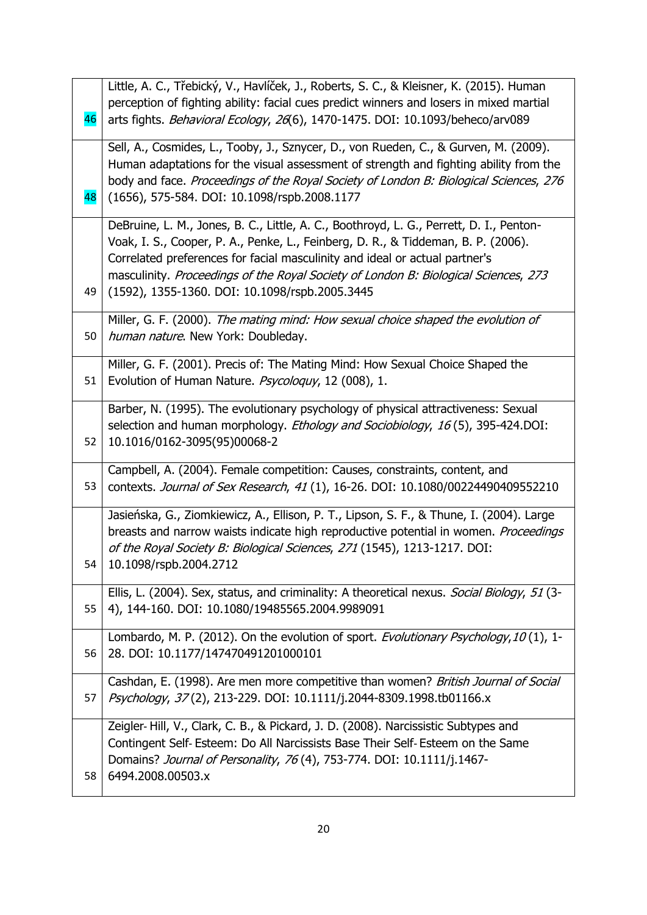| | |
|---|---|
| 46 | Little, A. C., Třebický, V., Havlíček, J., Roberts, S. C., & Kleisner, K. (2015). Human perception of fighting ability: facial cues predict winners and losers in mixed martial arts fights. *Behavioral Ecology*, *26*(6), 1470-1475. DOI: 10.1093/beheco/arv089 |
| 48 | Sell, A., Cosmides, L., Tooby, J., Sznycer, D., von Rueden, C., & Gurven, M. (2009). Human adaptations for the visual assessment of strength and fighting ability from the body and face. *Proceedings of the Royal Society of London B: Biological Sciences*, *276* (1656), 575-584. DOI: 10.1098/rspb.2008.1177 |
| 49 | DeBruine, L. M., Jones, B. C., Little, A. C., Boothroyd, L. G., Perrett, D. I., Penton-Voak, I. S., Cooper, P. A., Penke, L., Feinberg, D. R., & Tiddeman, B. P. (2006). Correlated preferences for facial masculinity and ideal or actual partner's masculinity. *Proceedings of the Royal Society of London B: Biological Sciences*, *273* (1592), 1355-1360. DOI: 10.1098/rspb.2005.3445 |
| 50 | Miller, G. F. (2000). *The mating mind: How sexual choice shaped the evolution of human nature*. New York: Doubleday. |
| 51 | Miller, G. F. (2001). Precis of: The Mating Mind: How Sexual Choice Shaped the Evolution of Human Nature. *Psycoloquy*, 12 (008), 1. |
| 52 | Barber, N. (1995). The evolutionary psychology of physical attractiveness: Sexual selection and human morphology. *Ethology and Sociobiology*, *16* (5), 395-424.DOI: 10.1016/0162-3095(95)00068-2 |
| 53 | Campbell, A. (2004). Female competition: Causes, constraints, content, and contexts. *Journal of Sex Research*, *41* (1), 16-26. DOI: 10.1080/00224490409552210 |
| 54 | Jasieńska, G., Ziomkiewicz, A., Ellison, P. T., Lipson, S. F., & Thune, I. (2004). Large breasts and narrow waists indicate high reproductive potential in women. *Proceedings of the Royal Society B: Biological Sciences*, *271* (1545), 1213-1217. DOI: 10.1098/rspb.2004.2712 |
| 55 | Ellis, L. (2004). Sex, status, and criminality: A theoretical nexus. *Social Biology*, *51* (3-4), 144-160. DOI: 10.1080/19485565.2004.9989091 |
| 56 | Lombardo, M. P. (2012). On the evolution of sport. *Evolutionary Psychology*, *10* (1), 1-28. DOI: 10.1177/147470491201000101 |
| 57 | Cashdan, E. (1998). Are men more competitive than women? *British Journal of Social Psychology*, *37* (2), 213-229. DOI: 10.1111/j.2044-8309.1998.tb01166.x |
| 58 | Zeigler-Hill, V., Clark, C. B., & Pickard, J. D. (2008). Narcissistic Subtypes and Contingent Self-Esteem: Do All Narcissists Base Their Self-Esteem on the Same Domains? *Journal of Personality*, *76* (4), 753-774. DOI: 10.1111/j.1467-6494.2008.00503.x |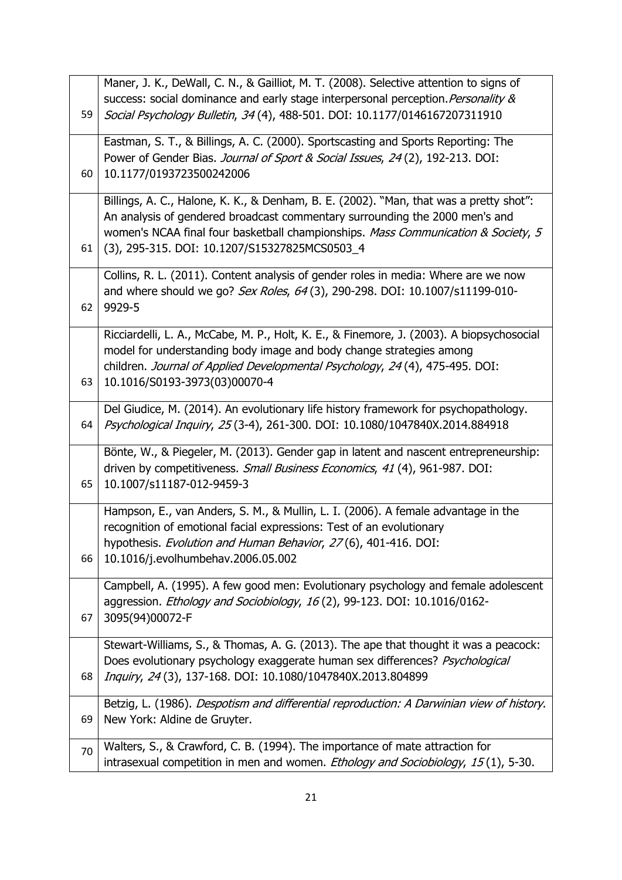| | |
|---|---|
| 59 | Maner, J. K., DeWall, C. N., & Gailliot, M. T. (2008). Selective attention to signs of success: social dominance and early stage interpersonal perception. *Personality & Social Psychology Bulletin*, *34* (4), 488-501. DOI: 10.1177/0146167207311910 |
| 60 | Eastman, S. T., & Billings, A. C. (2000). Sportscasting and Sports Reporting: The Power of Gender Bias. *Journal of Sport & Social Issues*, *24* (2), 192-213. DOI: 10.1177/0193723500242006 |
| 61 | Billings, A. C., Halone, K. K., & Denham, B. E. (2002). "Man, that was a pretty shot": An analysis of gendered broadcast commentary surrounding the 2000 men's and women's NCAA final four basketball championships. *Mass Communication & Society*, *5* (3), 295-315. DOI: 10.1207/S15327825MCS0503_4 |
| 62 | Collins, R. L. (2011). Content analysis of gender roles in media: Where are we now and where should we go? *Sex Roles*, *64* (3), 290-298. DOI: 10.1007/s11199-010-9929-5 |
| 63 | Ricciardelli, L. A., McCabe, M. P., Holt, K. E., & Finemore, J. (2003). A biopsychosocial model for understanding body image and body change strategies among children. *Journal of Applied Developmental Psychology*, *24* (4), 475-495. DOI: 10.1016/S0193-3973(03)00070-4 |
| 64 | Del Giudice, M. (2014). An evolutionary life history framework for psychopathology. *Psychological Inquiry*, *25* (3-4), 261-300. DOI: 10.1080/1047840X.2014.884918 |
| 65 | Bönte, W., & Piegeler, M. (2013). Gender gap in latent and nascent entrepreneurship: driven by competitiveness. *Small Business Economics*, *41* (4), 961-987. DOI: 10.1007/s11187-012-9459-3 |
| 66 | Hampson, E., van Anders, S. M., & Mullin, L. I. (2006). A female advantage in the recognition of emotional facial expressions: Test of an evolutionary hypothesis. *Evolution and Human Behavior*, *27* (6), 401-416. DOI: 10.1016/j.evolhumbehav.2006.05.002 |
| 67 | Campbell, A. (1995). A few good men: Evolutionary psychology and female adolescent aggression. *Ethology and Sociobiology*, *16* (2), 99-123. DOI: 10.1016/0162-3095(94)00072-F |
| 68 | Stewart-Williams, S., & Thomas, A. G. (2013). The ape that thought it was a peacock: Does evolutionary psychology exaggerate human sex differences? *Psychological Inquiry*, *24* (3), 137-168. DOI: 10.1080/1047840X.2013.804899 |
| 69 | Betzig, L. (1986). *Despotism and differential reproduction: A Darwinian view of history*. New York: Aldine de Gruyter. |
| 70 | Walters, S., & Crawford, C. B. (1994). The importance of mate attraction for intrasexual competition in men and women. *Ethology and Sociobiology*, *15* (1), 5-30. |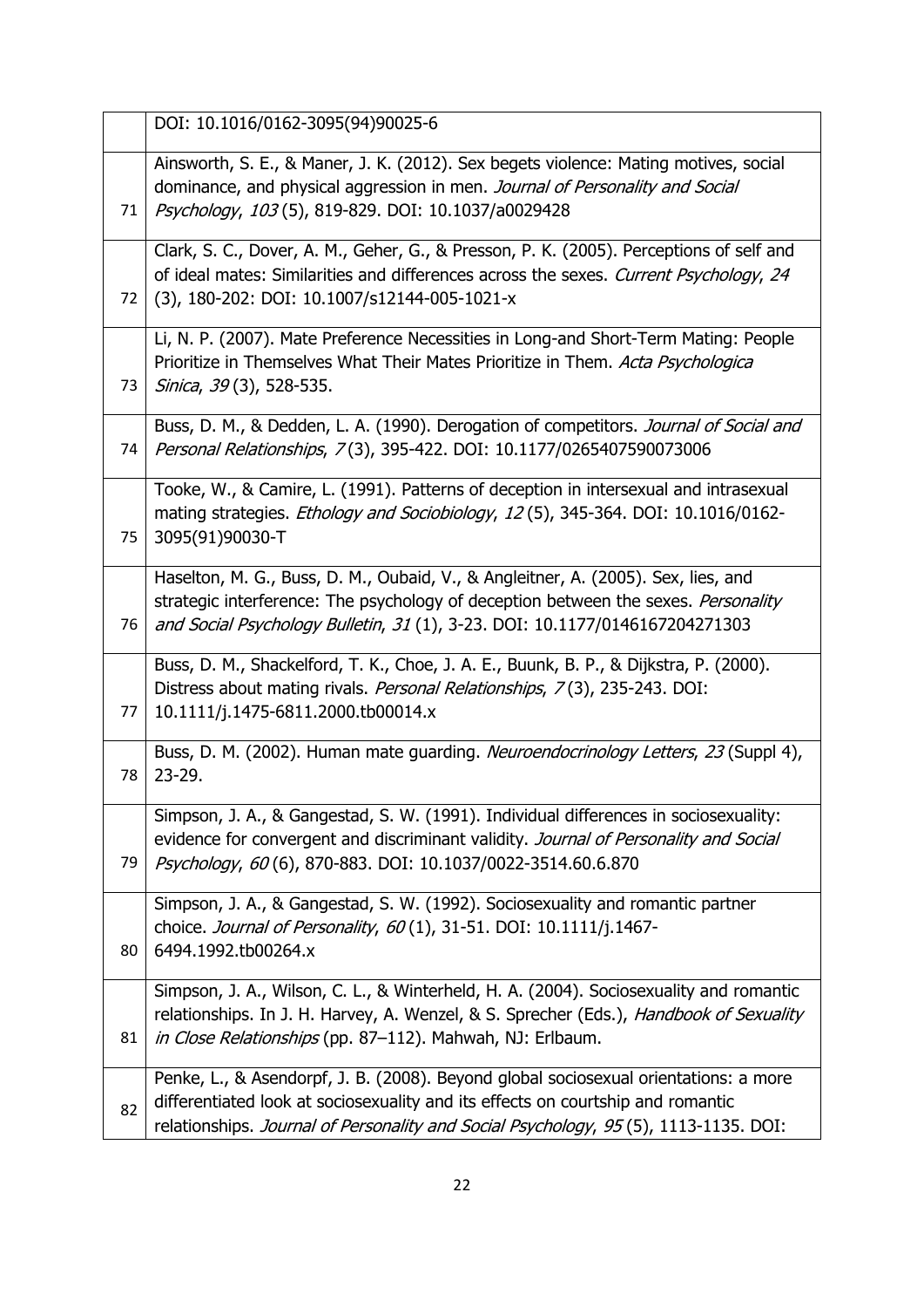| | |
|---|---|
| | DOI: 10.1016/0162-3095(94)90025-6 |
| 71 | Ainsworth, S. E., & Maner, J. K. (2012). Sex begets violence: Mating motives, social dominance, and physical aggression in men. *Journal of Personality and Social Psychology*, *103* (5), 819-829. DOI: 10.1037/a0029428 |
| 72 | Clark, S. C., Dover, A. M., Geher, G., & Presson, P. K. (2005). Perceptions of self and of ideal mates: Similarities and differences across the sexes. *Current Psychology*, *24* (3), 180-202: DOI: 10.1007/s12144-005-1021-x |
| 73 | Li, N. P. (2007). Mate Preference Necessities in Long-and Short-Term Mating: People Prioritize in Themselves What Their Mates Prioritize in Them. *Acta Psychologica Sinica*, *39* (3), 528-535. |
| 74 | Buss, D. M., & Dedden, L. A. (1990). Derogation of competitors. *Journal of Social and Personal Relationships*, *7* (3), 395-422. DOI: 10.1177/0265407590073006 |
| 75 | Tooke, W., & Camire, L. (1991). Patterns of deception in intersexual and intrasexual mating strategies. *Ethology and Sociobiology*, *12* (5), 345-364. DOI: 10.1016/0162-3095(91)90030-T |
| 76 | Haselton, M. G., Buss, D. M., Oubaid, V., & Angleitner, A. (2005). Sex, lies, and strategic interference: The psychology of deception between the sexes. *Personality and Social Psychology Bulletin*, *31* (1), 3-23. DOI: 10.1177/0146167204271303 |
| 77 | Buss, D. M., Shackelford, T. K., Choe, J. A. E., Buunk, B. P., & Dijkstra, P. (2000). Distress about mating rivals. *Personal Relationships*, *7* (3), 235-243. DOI: 10.1111/j.1475-6811.2000.tb00014.x |
| 78 | Buss, D. M. (2002). Human mate guarding. *Neuroendocrinology Letters*, *23* (Suppl 4), 23-29. |
| 79 | Simpson, J. A., & Gangestad, S. W. (1991). Individual differences in sociosexuality: evidence for convergent and discriminant validity. *Journal of Personality and Social Psychology*, *60* (6), 870-883. DOI: 10.1037/0022-3514.60.6.870 |
| 80 | Simpson, J. A., & Gangestad, S. W. (1992). Sociosexuality and romantic partner choice. *Journal of Personality*, *60* (1), 31-51. DOI: 10.1111/j.1467-6494.1992.tb00264.x |
| 81 | Simpson, J. A., Wilson, C. L., & Winterheld, H. A. (2004). Sociosexuality and romantic relationships. In J. H. Harvey, A. Wenzel, & S. Sprecher (Eds.), *Handbook of Sexuality in Close Relationships* (pp. 87–112). Mahwah, NJ: Erlbaum. |
| 82 | Penke, L., & Asendorpf, J. B. (2008). Beyond global sociosexual orientations: a more differentiated look at sociosexuality and its effects on courtship and romantic relationships. *Journal of Personality and Social Psychology*, *95* (5), 1113-1135. DOI: |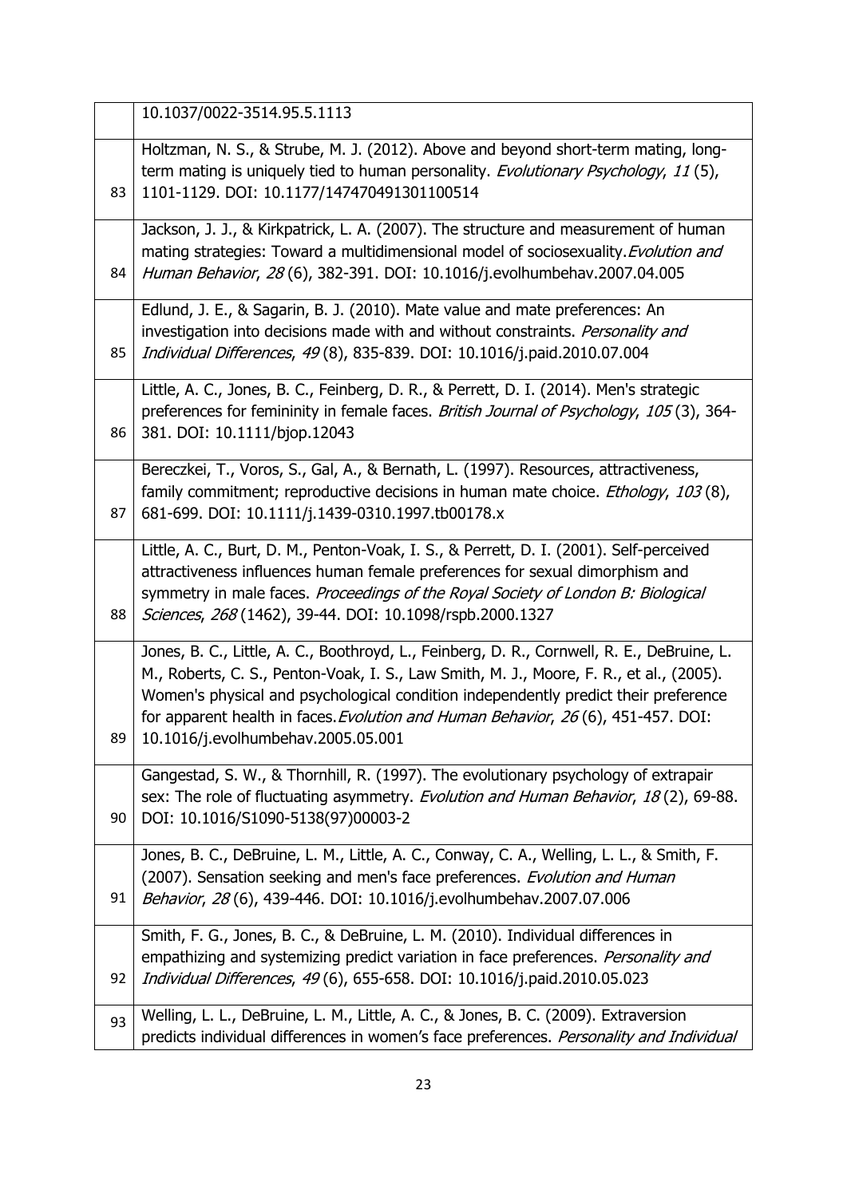| | |
|---|---|
| | 10.1037/0022-3514.95.5.1113 |
| 83 | Holtzman, N. S., & Strube, M. J. (2012). Above and beyond short-term mating, long-term mating is uniquely tied to human personality. *Evolutionary Psychology*, *11* (5), 1101-1129. DOI: 10.1177/147470491301100514 |
| 84 | Jackson, J. J., & Kirkpatrick, L. A. (2007). The structure and measurement of human mating strategies: Toward a multidimensional model of sociosexuality. *Evolution and Human Behavior*, *28* (6), 382-391. DOI: 10.1016/j.evolhumbehav.2007.04.005 |
| 85 | Edlund, J. E., & Sagarin, B. J. (2010). Mate value and mate preferences: An investigation into decisions made with and without constraints. *Personality and Individual Differences*, *49* (8), 835-839. DOI: 10.1016/j.paid.2010.07.004 |
| 86 | Little, A. C., Jones, B. C., Feinberg, D. R., & Perrett, D. I. (2014). Men's strategic preferences for femininity in female faces. *British Journal of Psychology*, *105* (3), 364-381. DOI: 10.1111/bjop.12043 |
| 87 | Bereczkei, T., Voros, S., Gal, A., & Bernath, L. (1997). Resources, attractiveness, family commitment; reproductive decisions in human mate choice. *Ethology*, *103* (8), 681-699. DOI: 10.1111/j.1439-0310.1997.tb00178.x |
| 88 | Little, A. C., Burt, D. M., Penton-Voak, I. S., & Perrett, D. I. (2001). Self-perceived attractiveness influences human female preferences for sexual dimorphism and symmetry in male faces. *Proceedings of the Royal Society of London B: Biological Sciences*, *268* (1462), 39-44. DOI: 10.1098/rspb.2000.1327 |
| 89 | Jones, B. C., Little, A. C., Boothroyd, L., Feinberg, D. R., Cornwell, R. E., DeBruine, L. M., Roberts, C. S., Penton-Voak, I. S., Law Smith, M. J., Moore, F. R., et al., (2005). Women's physical and psychological condition independently predict their preference for apparent health in faces. *Evolution and Human Behavior*, *26* (6), 451-457. DOI: 10.1016/j.evolhumbehav.2005.05.001 |
| 90 | Gangestad, S. W., & Thornhill, R. (1997). The evolutionary psychology of extrapair sex: The role of fluctuating asymmetry. *Evolution and Human Behavior*, *18* (2), 69-88. DOI: 10.1016/S1090-5138(97)00003-2 |
| 91 | Jones, B. C., DeBruine, L. M., Little, A. C., Conway, C. A., Welling, L. L., & Smith, F. (2007). Sensation seeking and men's face preferences. *Evolution and Human Behavior*, *28* (6), 439-446. DOI: 10.1016/j.evolhumbehav.2007.07.006 |
| 92 | Smith, F. G., Jones, B. C., & DeBruine, L. M. (2010). Individual differences in empathizing and systemizing predict variation in face preferences. *Personality and Individual Differences*, *49* (6), 655-658. DOI: 10.1016/j.paid.2010.05.023 |
| 93 | Welling, L. L., DeBruine, L. M., Little, A. C., & Jones, B. C. (2009). Extraversion predicts individual differences in women's face preferences. *Personality and Individual* |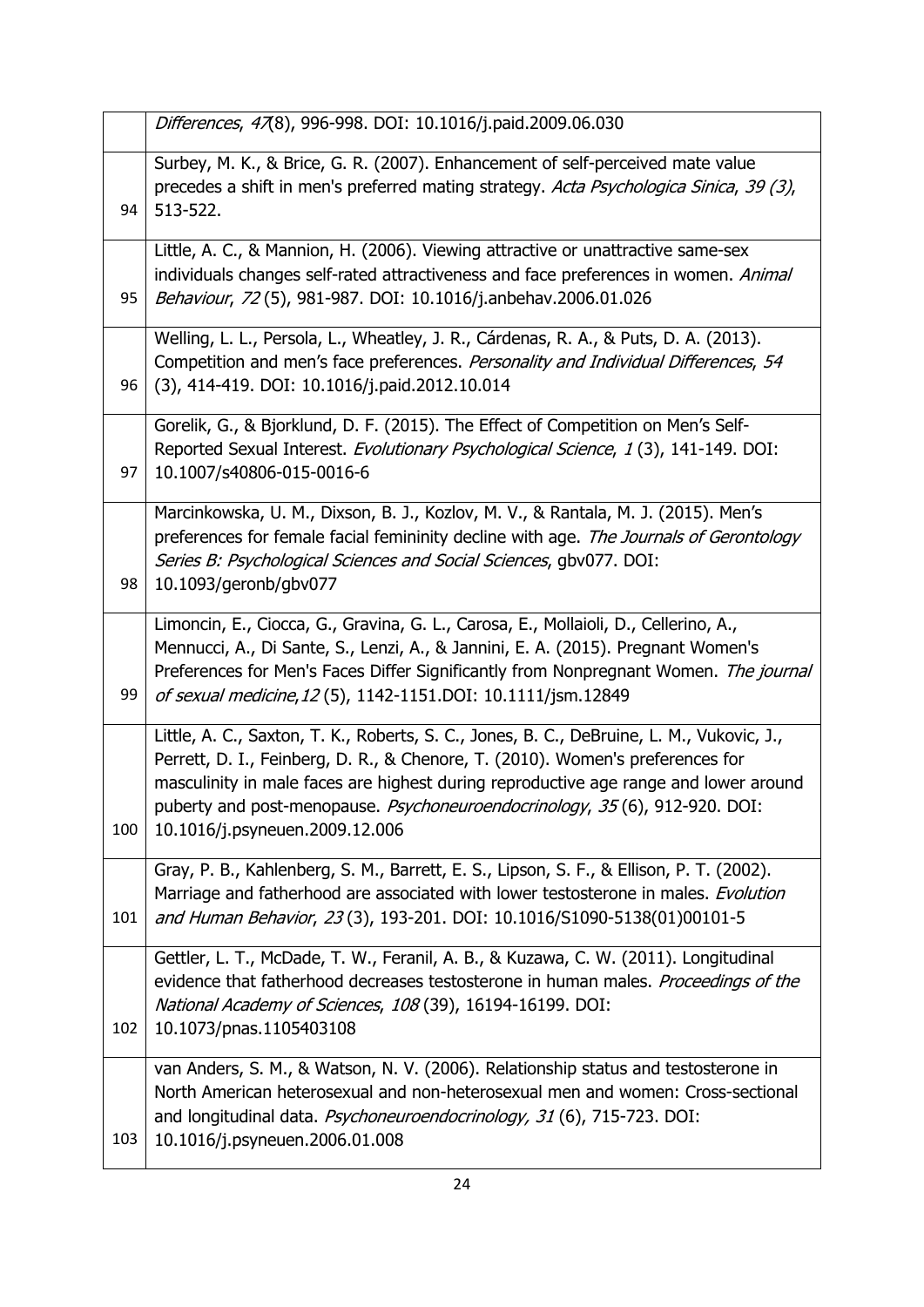| | |
|---|---|
| | *Differences*, *47*(8), 996-998. DOI: 10.1016/j.paid.2009.06.030 |
| 94 | Surbey, M. K., & Brice, G. R. (2007). Enhancement of self-perceived mate value precedes a shift in men's preferred mating strategy. *Acta Psychologica Sinica*, *39 (3)*, 513-522. |
| 95 | Little, A. C., & Mannion, H. (2006). Viewing attractive or unattractive same-sex individuals changes self-rated attractiveness and face preferences in women. *Animal Behaviour*, *72* (5), 981-987. DOI: 10.1016/j.anbehav.2006.01.026 |
| 96 | Welling, L. L., Persola, L., Wheatley, J. R., Cárdenas, R. A., & Puts, D. A. (2013). Competition and men's face preferences. *Personality and Individual Differences*, *54* (3), 414-419. DOI: 10.1016/j.paid.2012.10.014 |
| 97 | Gorelik, G., & Bjorklund, D. F. (2015). The Effect of Competition on Men's Self-Reported Sexual Interest. *Evolutionary Psychological Science*, *1* (3), 141-149. DOI: 10.1007/s40806-015-0016-6 |
| 98 | Marcinkowska, U. M., Dixson, B. J., Kozlov, M. V., & Rantala, M. J. (2015). Men's preferences for female facial femininity decline with age. *The Journals of Gerontology Series B: Psychological Sciences and Social Sciences*, gbv077. DOI: 10.1093/geronb/gbv077 |
| 99 | Limoncin, E., Ciocca, G., Gravina, G. L., Carosa, E., Mollaioli, D., Cellerino, A., Mennucci, A., Di Sante, S., Lenzi, A., & Jannini, E. A. (2015). Pregnant Women's Preferences for Men's Faces Differ Significantly from Nonpregnant Women. *The journal of sexual medicine*,*12* (5), 1142-1151.DOI: 10.1111/jsm.12849 |
| 100 | Little, A. C., Saxton, T. K., Roberts, S. C., Jones, B. C., DeBruine, L. M., Vukovic, J., Perrett, D. I., Feinberg, D. R., & Chenore, T. (2010). Women's preferences for masculinity in male faces are highest during reproductive age range and lower around puberty and post-menopause. *Psychoneuroendocrinology*, *35* (6), 912-920. DOI: 10.1016/j.psyneuen.2009.12.006 |
| 101 | Gray, P. B., Kahlenberg, S. M., Barrett, E. S., Lipson, S. F., & Ellison, P. T. (2002). Marriage and fatherhood are associated with lower testosterone in males. *Evolution and Human Behavior*, *23* (3), 193-201. DOI: 10.1016/S1090-5138(01)00101-5 |
| 102 | Gettler, L. T., McDade, T. W., Feranil, A. B., & Kuzawa, C. W. (2011). Longitudinal evidence that fatherhood decreases testosterone in human males. *Proceedings of the National Academy of Sciences*, *108* (39), 16194-16199. DOI: 10.1073/pnas.1105403108 |
| 103 | van Anders, S. M., & Watson, N. V. (2006). Relationship status and testosterone in North American heterosexual and non-heterosexual men and women: Cross-sectional and longitudinal data. *Psychoneuroendocrinology, 31* (6), 715-723. DOI: 10.1016/j.psyneuen.2006.01.008 |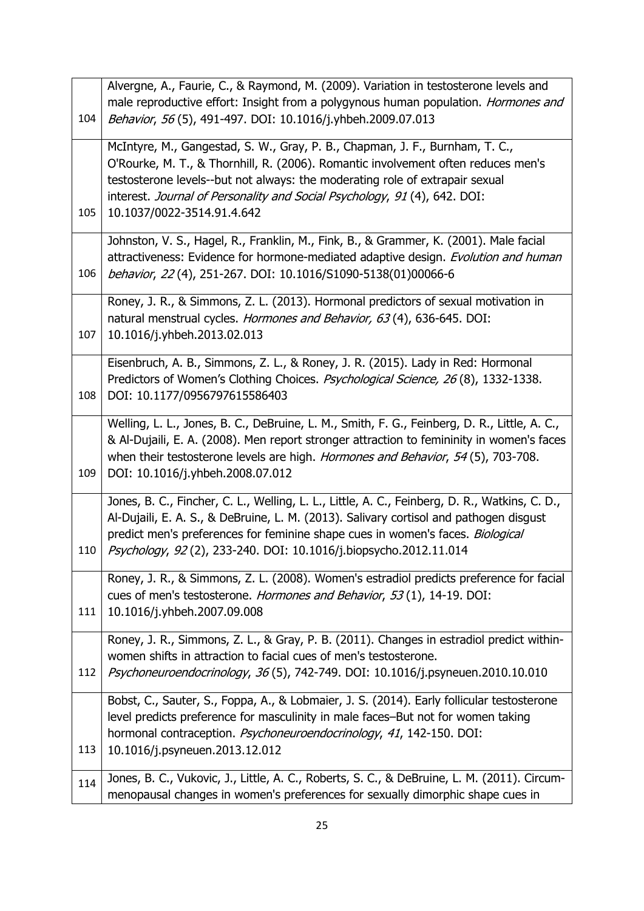| | |
|---|---|
| 104 | Alvergne, A., Faurie, C., & Raymond, M. (2009). Variation in testosterone levels and male reproductive effort: Insight from a polygynous human population. *Hormones and Behavior*, *56* (5), 491-497. DOI: 10.1016/j.yhbeh.2009.07.013 |
| 105 | McIntyre, M., Gangestad, S. W., Gray, P. B., Chapman, J. F., Burnham, T. C., O'Rourke, M. T., & Thornhill, R. (2006). Romantic involvement often reduces men's testosterone levels--but not always: the moderating role of extrapair sexual interest. *Journal of Personality and Social Psychology*, *91* (4), 642. DOI: 10.1037/0022-3514.91.4.642 |
| 106 | Johnston, V. S., Hagel, R., Franklin, M., Fink, B., & Grammer, K. (2001). Male facial attractiveness: Evidence for hormone-mediated adaptive design. *Evolution and human behavior*, *22* (4), 251-267. DOI: 10.1016/S1090-5138(01)00066-6 |
| 107 | Roney, J. R., & Simmons, Z. L. (2013). Hormonal predictors of sexual motivation in natural menstrual cycles. *Hormones and Behavior, 63* (4), 636-645. DOI: 10.1016/j.yhbeh.2013.02.013 |
| 108 | Eisenbruch, A. B., Simmons, Z. L., & Roney, J. R. (2015). Lady in Red: Hormonal Predictors of Women's Clothing Choices. *Psychological Science, 26* (8), 1332-1338. DOI: 10.1177/0956797615586403 |
| 109 | Welling, L. L., Jones, B. C., DeBruine, L. M., Smith, F. G., Feinberg, D. R., Little, A. C., & Al-Dujaili, E. A. (2008). Men report stronger attraction to femininity in women's faces when their testosterone levels are high. *Hormones and Behavior*, *54* (5), 703-708. DOI: 10.1016/j.yhbeh.2008.07.012 |
| 110 | Jones, B. C., Fincher, C. L., Welling, L. L., Little, A. C., Feinberg, D. R., Watkins, C. D., Al-Dujaili, E. A. S., & DeBruine, L. M. (2013). Salivary cortisol and pathogen disgust predict men's preferences for feminine shape cues in women's faces. *Biological Psychology*, *92* (2), 233-240. DOI: 10.1016/j.biopsycho.2012.11.014 |
| 111 | Roney, J. R., & Simmons, Z. L. (2008). Women's estradiol predicts preference for facial cues of men's testosterone. *Hormones and Behavior*, *53* (1), 14-19. DOI: 10.1016/j.yhbeh.2007.09.008 |
| 112 | Roney, J. R., Simmons, Z. L., & Gray, P. B. (2011). Changes in estradiol predict within-women shifts in attraction to facial cues of men's testosterone. *Psychoneuroendocrinology*, *36* (5), 742-749. DOI: 10.1016/j.psyneuen.2010.10.010 |
| 113 | Bobst, C., Sauter, S., Foppa, A., & Lobmaier, J. S. (2014). Early follicular testosterone level predicts preference for masculinity in male faces–But not for women taking hormonal contraception. *Psychoneuroendocrinology*, *41*, 142-150. DOI: 10.1016/j.psyneuen.2013.12.012 |
| 114 | Jones, B. C., Vukovic, J., Little, A. C., Roberts, S. C., & DeBruine, L. M. (2011). Circum-menopausal changes in women's preferences for sexually dimorphic shape cues in |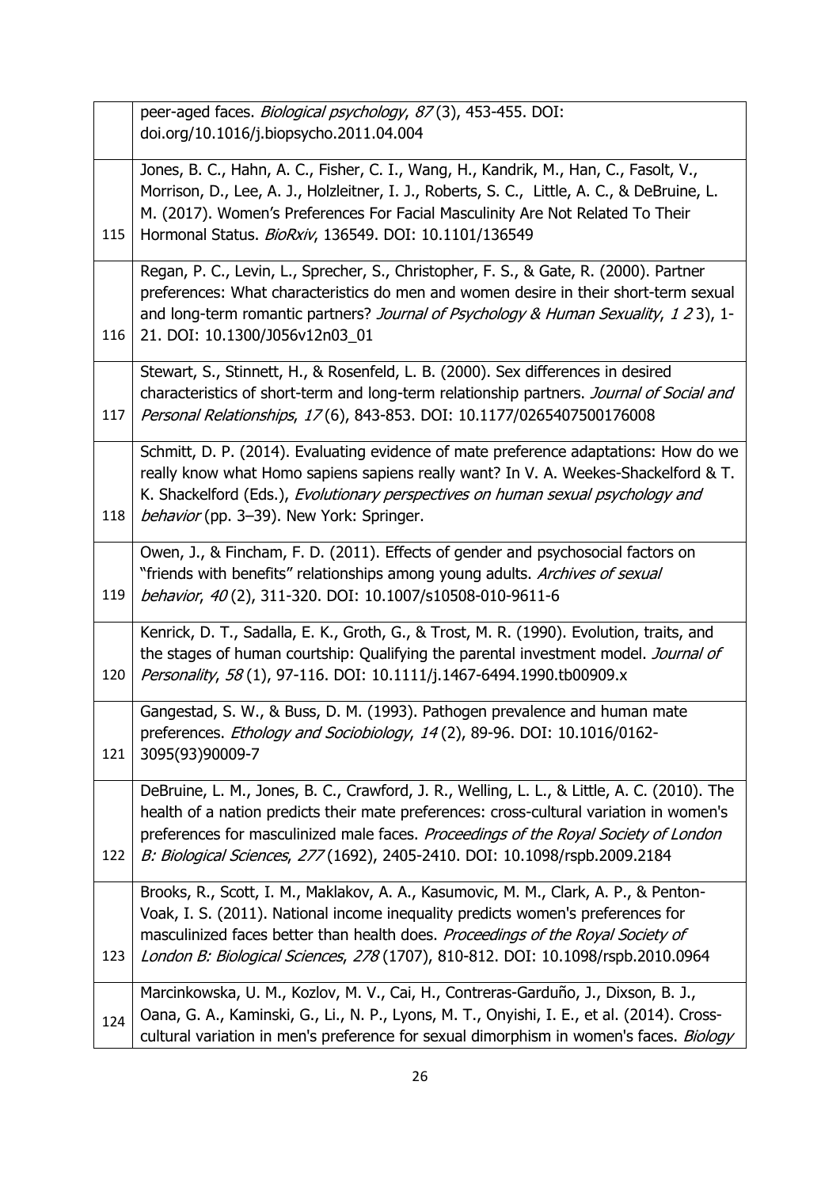| | |
|---|---|
| | peer-aged faces. *Biological psychology*, *87* (3), 453-455. DOI: doi.org/10.1016/j.biopsycho.2011.04.004 |
| 115 | Jones, B. C., Hahn, A. C., Fisher, C. I., Wang, H., Kandrik, M., Han, C., Fasolt, V., Morrison, D., Lee, A. J., Holzleitner, I. J., Roberts, S. C., Little, A. C., & DeBruine, L. M. (2017). Women's Preferences For Facial Masculinity Are Not Related To Their Hormonal Status. *BioRxiv*, 136549. DOI: 10.1101/136549 |
| 116 | Regan, P. C., Levin, L., Sprecher, S., Christopher, F. S., & Gate, R. (2000). Partner preferences: What characteristics do men and women desire in their short-term sexual and long-term romantic partners? *Journal of Psychology & Human Sexuality*, *1 2* 3), 1-21. DOI: 10.1300/J056v12n03_01 |
| 117 | Stewart, S., Stinnett, H., & Rosenfeld, L. B. (2000). Sex differences in desired characteristics of short-term and long-term relationship partners. *Journal of Social and Personal Relationships*, *17* (6), 843-853. DOI: 10.1177/0265407500176008 |
| 118 | Schmitt, D. P. (2014). Evaluating evidence of mate preference adaptations: How do we really know what Homo sapiens sapiens really want? In V. A. Weekes-Shackelford & T. K. Shackelford (Eds.), *Evolutionary perspectives on human sexual psychology and behavior* (pp. 3–39). New York: Springer. |
| 119 | Owen, J., & Fincham, F. D. (2011). Effects of gender and psychosocial factors on "friends with benefits" relationships among young adults. *Archives of sexual behavior*, *40* (2), 311-320. DOI: 10.1007/s10508-010-9611-6 |
| 120 | Kenrick, D. T., Sadalla, E. K., Groth, G., & Trost, M. R. (1990). Evolution, traits, and the stages of human courtship: Qualifying the parental investment model. *Journal of Personality*, *58* (1), 97-116. DOI: 10.1111/j.1467-6494.1990.tb00909.x |
| 121 | Gangestad, S. W., & Buss, D. M. (1993). Pathogen prevalence and human mate preferences. *Ethology and Sociobiology*, *14* (2), 89-96. DOI: 10.1016/0162-3095(93)90009-7 |
| 122 | DeBruine, L. M., Jones, B. C., Crawford, J. R., Welling, L. L., & Little, A. C. (2010). The health of a nation predicts their mate preferences: cross-cultural variation in women's preferences for masculinized male faces. *Proceedings of the Royal Society of London B: Biological Sciences*, *277* (1692), 2405-2410. DOI: 10.1098/rspb.2009.2184 |
| 123 | Brooks, R., Scott, I. M., Maklakov, A. A., Kasumovic, M. M., Clark, A. P., & Penton-Voak, I. S. (2011). National income inequality predicts women's preferences for masculinized faces better than health does. *Proceedings of the Royal Society of London B: Biological Sciences*, *278* (1707), 810-812. DOI: 10.1098/rspb.2010.0964 |
| 124 | Marcinkowska, U. M., Kozlov, M. V., Cai, H., Contreras-Garduño, J., Dixson, B. J., Oana, G. A., Kaminski, G., Li., N. P., Lyons, M. T., Onyishi, I. E., et al. (2014). Cross-cultural variation in men's preference for sexual dimorphism in women's faces. *Biology* |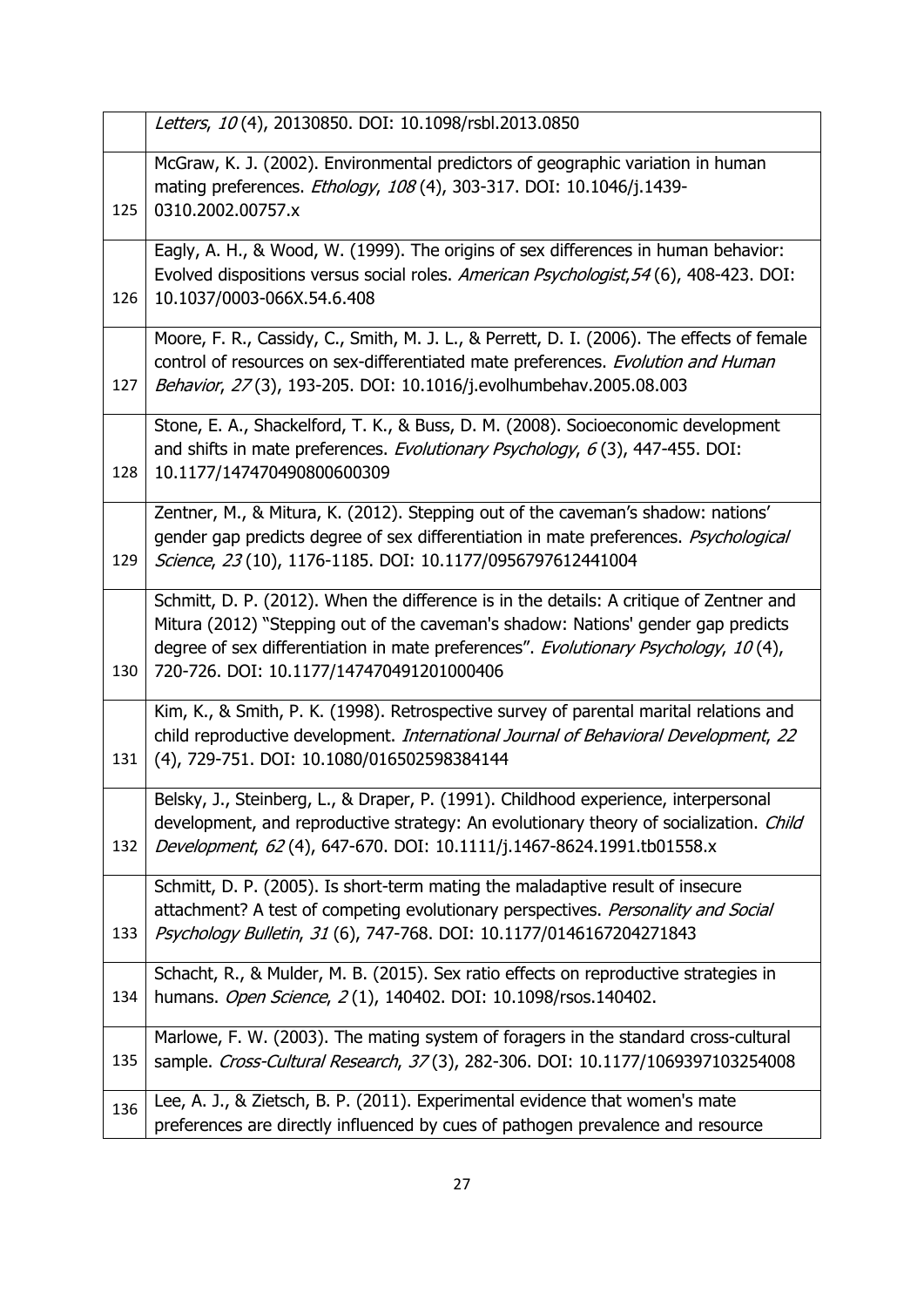|  |  |
| --- | --- |
|  | *Letters*, *10* (4), 20130850. DOI: 10.1098/rsbl.2013.0850 |
| 125 | McGraw, K. J. (2002). Environmental predictors of geographic variation in human mating preferences. *Ethology*, *108* (4), 303-317. DOI: 10.1046/j.1439-0310.2002.00757.x |
| 126 | Eagly, A. H., & Wood, W. (1999). The origins of sex differences in human behavior: Evolved dispositions versus social roles. *American Psychologist*,*54* (6), 408-423. DOI: 10.1037/0003-066X.54.6.408 |
| 127 | Moore, F. R., Cassidy, C., Smith, M. J. L., & Perrett, D. I. (2006). The effects of female control of resources on sex-differentiated mate preferences. *Evolution and Human Behavior*, *27* (3), 193-205. DOI: 10.1016/j.evolhumbehav.2005.08.003 |
| 128 | Stone, E. A., Shackelford, T. K., & Buss, D. M. (2008). Socioeconomic development and shifts in mate preferences. *Evolutionary Psychology*, *6* (3), 447-455. DOI: 10.1177/147470490800600309 |
| 129 | Zentner, M., & Mitura, K. (2012). Stepping out of the caveman's shadow: nations' gender gap predicts degree of sex differentiation in mate preferences. *Psychological Science*, *23* (10), 1176-1185. DOI: 10.1177/0956797612441004 |
| 130 | Schmitt, D. P. (2012). When the difference is in the details: A critique of Zentner and Mitura (2012) "Stepping out of the caveman's shadow: Nations' gender gap predicts degree of sex differentiation in mate preferences". *Evolutionary Psychology*, *10* (4), 720-726. DOI: 10.1177/147470491201000406 |
| 131 | Kim, K., & Smith, P. K. (1998). Retrospective survey of parental marital relations and child reproductive development. *International Journal of Behavioral Development*, *22* (4), 729-751. DOI: 10.1080/016502598384144 |
| 132 | Belsky, J., Steinberg, L., & Draper, P. (1991). Childhood experience, interpersonal development, and reproductive strategy: An evolutionary theory of socialization. *Child Development*, *62* (4), 647-670. DOI: 10.1111/j.1467-8624.1991.tb01558.x |
| 133 | Schmitt, D. P. (2005). Is short-term mating the maladaptive result of insecure attachment? A test of competing evolutionary perspectives. *Personality and Social Psychology Bulletin*, *31* (6), 747-768. DOI: 10.1177/0146167204271843 |
| 134 | Schacht, R., & Mulder, M. B. (2015). Sex ratio effects on reproductive strategies in humans. *Open Science*, *2* (1), 140402. DOI: 10.1098/rsos.140402. |
| 135 | Marlowe, F. W. (2003). The mating system of foragers in the standard cross-cultural sample. *Cross-Cultural Research*, *37* (3), 282-306. DOI: 10.1177/1069397103254008 |
| 136 | Lee, A. J., & Zietsch, B. P. (2011). Experimental evidence that women's mate preferences are directly influenced by cues of pathogen prevalence and resource |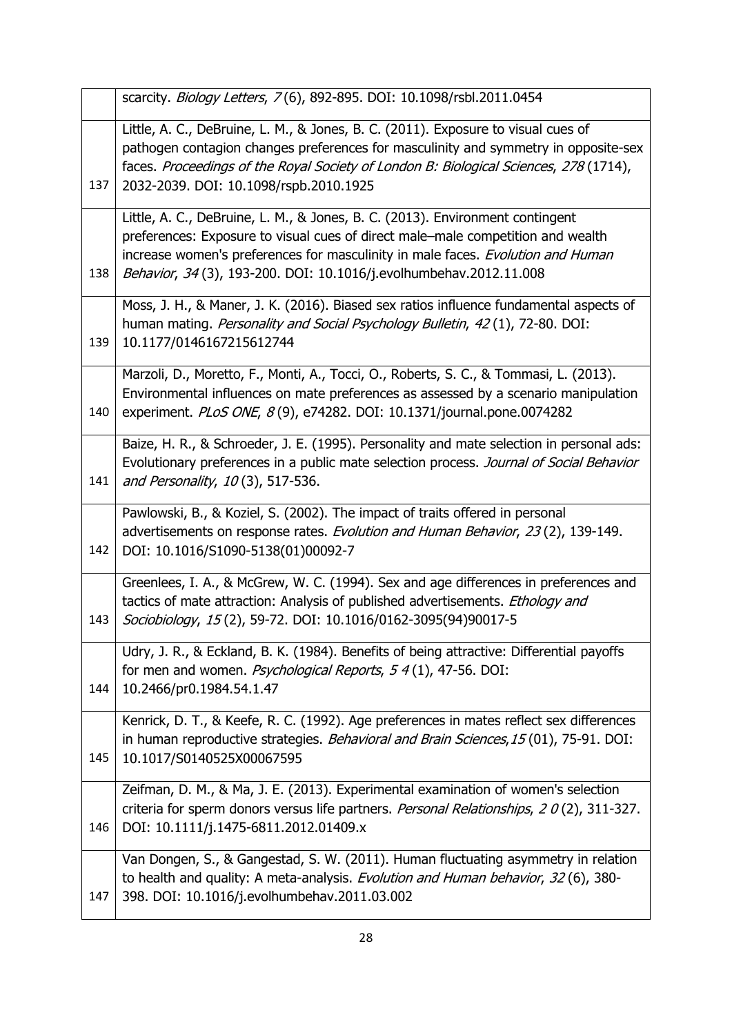| | |
|---|---|
| | scarcity. *Biology Letters*, *7* (6), 892-895. DOI: 10.1098/rsbl.2011.0454 |
| 137 | Little, A. C., DeBruine, L. M., & Jones, B. C. (2011). Exposure to visual cues of pathogen contagion changes preferences for masculinity and symmetry in opposite-sex faces. *Proceedings of the Royal Society of London B: Biological Sciences*, *278* (1714), 2032-2039. DOI: 10.1098/rspb.2010.1925 |
| 138 | Little, A. C., DeBruine, L. M., & Jones, B. C. (2013). Environment contingent preferences: Exposure to visual cues of direct male–male competition and wealth increase women's preferences for masculinity in male faces. *Evolution and Human Behavior*, *34* (3), 193-200. DOI: 10.1016/j.evolhumbehav.2012.11.008 |
| 139 | Moss, J. H., & Maner, J. K. (2016). Biased sex ratios influence fundamental aspects of human mating. *Personality and Social Psychology Bulletin*, *42* (1), 72-80. DOI: 10.1177/0146167215612744 |
| 140 | Marzoli, D., Moretto, F., Monti, A., Tocci, O., Roberts, S. C., & Tommasi, L. (2013). Environmental influences on mate preferences as assessed by a scenario manipulation experiment. *PLoS ONE*, *8* (9), e74282. DOI: 10.1371/journal.pone.0074282 |
| 141 | Baize, H. R., & Schroeder, J. E. (1995). Personality and mate selection in personal ads: Evolutionary preferences in a public mate selection process. *Journal of Social Behavior and Personality*, *10* (3), 517-536. |
| 142 | Pawlowski, B., & Koziel, S. (2002). The impact of traits offered in personal advertisements on response rates. *Evolution and Human Behavior*, *23* (2), 139-149. DOI: 10.1016/S1090-5138(01)00092-7 |
| 143 | Greenlees, I. A., & McGrew, W. C. (1994). Sex and age differences in preferences and tactics of mate attraction: Analysis of published advertisements. *Ethology and Sociobiology*, *15* (2), 59-72. DOI: 10.1016/0162-3095(94)90017-5 |
| 144 | Udry, J. R., & Eckland, B. K. (1984). Benefits of being attractive: Differential payoffs for men and women. *Psychological Reports*, *5 4* (1), 47-56. DOI: 10.2466/pr0.1984.54.1.47 |
| 145 | Kenrick, D. T., & Keefe, R. C. (1992). Age preferences in mates reflect sex differences in human reproductive strategies. *Behavioral and Brain Sciences*,*15* (01), 75-91. DOI: 10.1017/S0140525X00067595 |
| 146 | Zeifman, D. M., & Ma, J. E. (2013). Experimental examination of women's selection criteria for sperm donors versus life partners. *Personal Relationships*, *2 0* (2), 311-327. DOI: 10.1111/j.1475-6811.2012.01409.x |
| 147 | Van Dongen, S., & Gangestad, S. W. (2011). Human fluctuating asymmetry in relation to health and quality: A meta-analysis. *Evolution and Human behavior*, *32* (6), 380-398. DOI: 10.1016/j.evolhumbehav.2011.03.002 |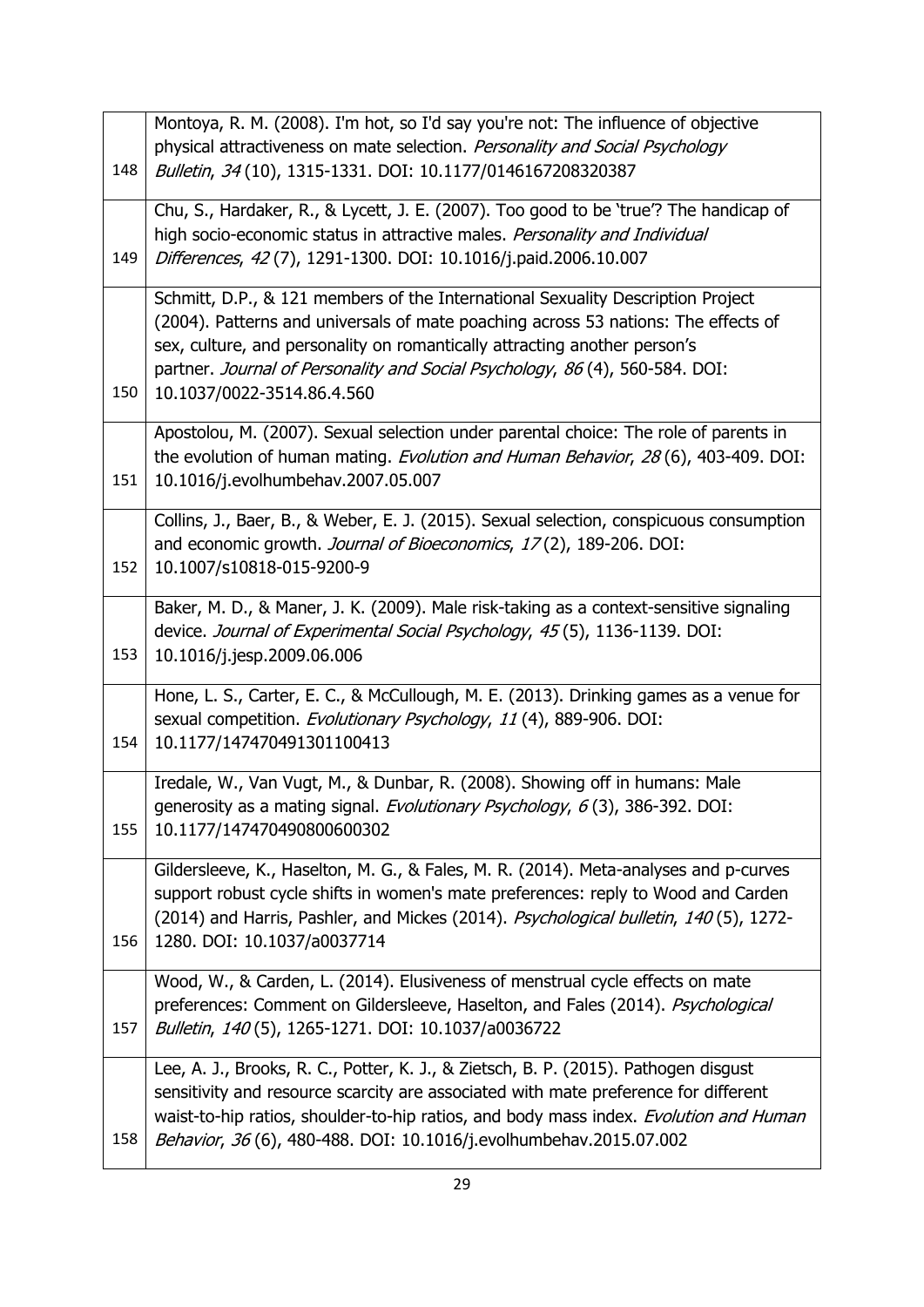| | |
|---|---|
| 148 | Montoya, R. M. (2008). I'm hot, so I'd say you're not: The influence of objective physical attractiveness on mate selection. *Personality and Social Psychology Bulletin*, *34* (10), 1315-1331. DOI: 10.1177/0146167208320387 |
| 149 | Chu, S., Hardaker, R., & Lycett, J. E. (2007). Too good to be 'true'? The handicap of high socio-economic status in attractive males. *Personality and Individual Differences*, *42* (7), 1291-1300. DOI: 10.1016/j.paid.2006.10.007 |
| 150 | Schmitt, D.P., & 121 members of the International Sexuality Description Project (2004). Patterns and universals of mate poaching across 53 nations: The effects of sex, culture, and personality on romantically attracting another person's partner. *Journal of Personality and Social Psychology*, *86* (4), 560-584. DOI: 10.1037/0022-3514.86.4.560 |
| 151 | Apostolou, M. (2007). Sexual selection under parental choice: The role of parents in the evolution of human mating. *Evolution and Human Behavior*, *28* (6), 403-409. DOI: 10.1016/j.evolhumbehav.2007.05.007 |
| 152 | Collins, J., Baer, B., & Weber, E. J. (2015). Sexual selection, conspicuous consumption and economic growth. *Journal of Bioeconomics*, *17* (2), 189-206. DOI: 10.1007/s10818-015-9200-9 |
| 153 | Baker, M. D., & Maner, J. K. (2009). Male risk-taking as a context-sensitive signaling device. *Journal of Experimental Social Psychology*, *45* (5), 1136-1139. DOI: 10.1016/j.jesp.2009.06.006 |
| 154 | Hone, L. S., Carter, E. C., & McCullough, M. E. (2013). Drinking games as a venue for sexual competition. *Evolutionary Psychology*, *11* (4), 889-906. DOI: 10.1177/147470491301100413 |
| 155 | Iredale, W., Van Vugt, M., & Dunbar, R. (2008). Showing off in humans: Male generosity as a mating signal. *Evolutionary Psychology*, *6* (3), 386-392. DOI: 10.1177/147470490800600302 |
| 156 | Gildersleeve, K., Haselton, M. G., & Fales, M. R. (2014). Meta-analyses and p-curves support robust cycle shifts in women's mate preferences: reply to Wood and Carden (2014) and Harris, Pashler, and Mickes (2014). *Psychological bulletin*, *140* (5), 1272-1280. DOI: 10.1037/a0037714 |
| 157 | Wood, W., & Carden, L. (2014). Elusiveness of menstrual cycle effects on mate preferences: Comment on Gildersleeve, Haselton, and Fales (2014). *Psychological Bulletin*, *140* (5), 1265-1271. DOI: 10.1037/a0036722 |
| 158 | Lee, A. J., Brooks, R. C., Potter, K. J., & Zietsch, B. P. (2015). Pathogen disgust sensitivity and resource scarcity are associated with mate preference for different waist-to-hip ratios, shoulder-to-hip ratios, and body mass index. *Evolution and Human Behavior*, *36* (6), 480-488. DOI: 10.1016/j.evolhumbehav.2015.07.002 |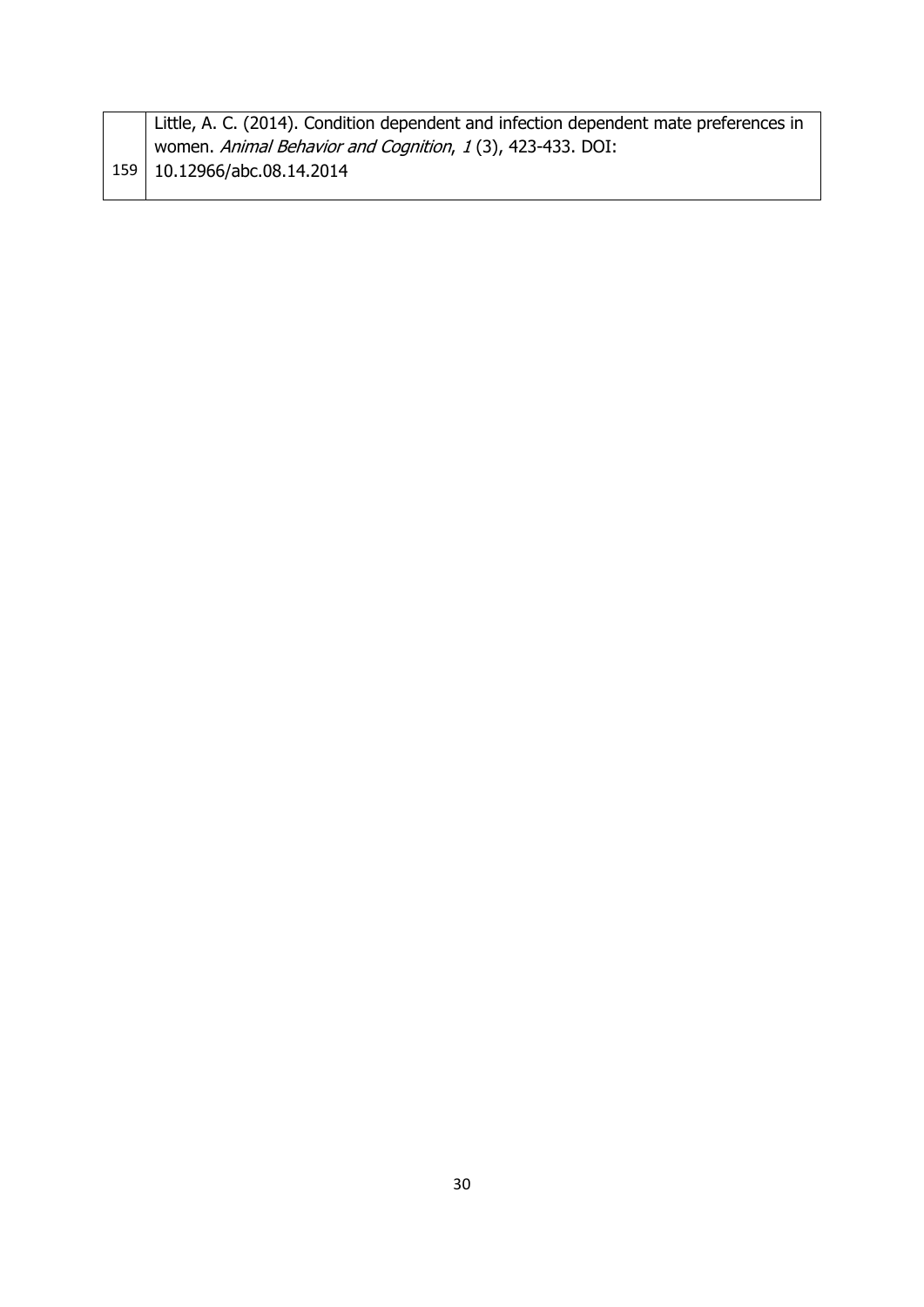| | |
|---|---|
| 159 | Little, A. C. (2014). Condition dependent and infection dependent mate preferences in women. *Animal Behavior and Cognition*, *1* (3), 423-433. DOI: 10.12966/abc.08.14.2014 |